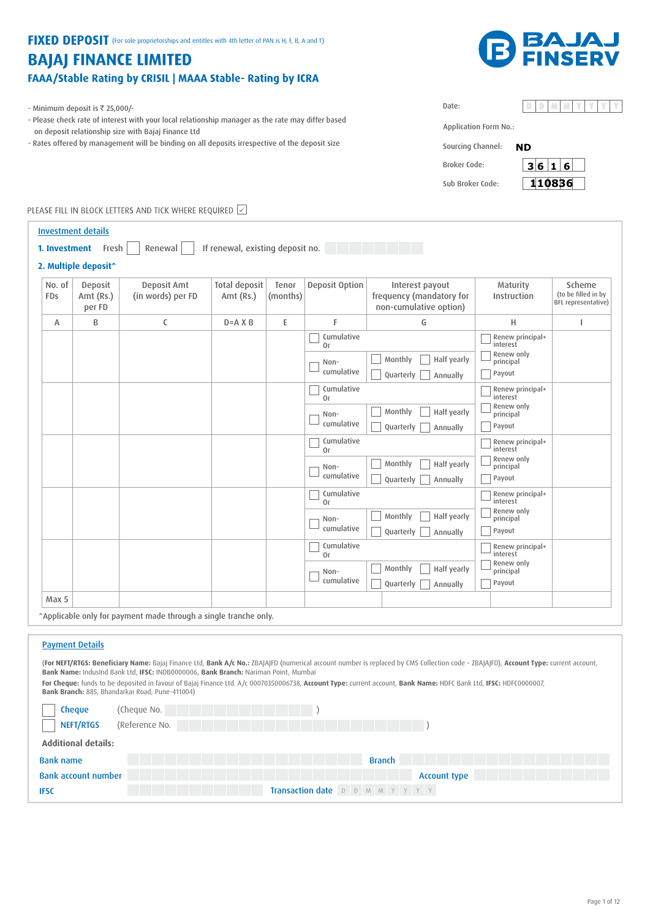# FIXED DEPOSIT (For sole proprietorships and entities with 4th letter of PAN is H, F, B, A and T)

## BAJAJ FINANCE LIMITED

### FAAA/Stable Rating by CRISIL | MAAA Stable- Rating by ICRA

BAJAJ FINSERV

- Minimum deposit is ₹ 25,000/-
- Please check rate of interest with your local relationship manager as the rate may differ based on deposit relationship size with Bajaj Finance Ltd
- Rates offered by management will be binding on all deposits irrespective of the deposit size

Date: D D M M Y Y Y Y

Application Form No.:

Sourcing Channel: **ND**

Broker Code: **3616**

Sub Broker Code: **110836**

PLEASE FILL IN BLOCK LETTERS AND TICK WHERE REQUIRED ☑

## Investment details

**1. Investment** Fresh ☐ Renewal ☐ If renewal, existing deposit no.

**2. Multiple deposit^**

| No. of FDs | Deposit Amt (Rs.) per FD | Deposit Amt (in words) per FD | Total deposit Amt (Rs.) | Tenor (months) | Deposit Option | Interest payout frequency (mandatory for non-cumulative option) | Maturity Instruction | Scheme (to be filled in by BFL representative) |
|---|---|---|---|---|---|---|---|---|
| A | B | C | D=A X B | E | F | G | H | I |
| | | | | | ☐ Cumulative Or ☐ Non-cumulative | ☐ Monthly ☐ Half yearly ☐ Quarterly ☐ Annually | ☐ Renew principal+ interest ☐ Renew only principal ☐ Payout | |
| | | | | | ☐ Cumulative Or ☐ Non-cumulative | ☐ Monthly ☐ Half yearly ☐ Quarterly ☐ Annually | ☐ Renew principal+ interest ☐ Renew only principal ☐ Payout | |
| | | | | | ☐ Cumulative Or ☐ Non-cumulative | ☐ Monthly ☐ Half yearly ☐ Quarterly ☐ Annually | ☐ Renew principal+ interest ☐ Renew only principal ☐ Payout | |
| | | | | | ☐ Cumulative Or ☐ Non-cumulative | ☐ Monthly ☐ Half yearly ☐ Quarterly ☐ Annually | ☐ Renew principal+ interest ☐ Renew only principal ☐ Payout | |
| | | | | | ☐ Cumulative Or ☐ Non-cumulative | ☐ Monthly ☐ Half yearly ☐ Quarterly ☐ Annually | ☐ Renew principal+ interest ☐ Renew only principal ☐ Payout | |
| Max 5 | | | | | | | | |

^Applicable only for payment made through a single tranche only.

## Payment Details

(**For NEFT/RTGS: Beneficiary Name:** Bajaj Finance Ltd, **Bank A/c No.:** ZBAJAJFD (numerical account number is replaced by CMS Collection code - ZBAJAJFD), **Account Type:** current account, **Bank Name:** IndusInd Bank Ltd, **IFSC:** INDB0000006, **Bank Branch:** Nariman Point, Mumbai

**For Cheque:** funds to be deposited in favour of Bajaj Finance Ltd. A/c 00070350006738, **Account Type:** current account, **Bank Name:** HDFC Bank Ltd, **IFSC:** HDFC0000007, **Bank Branch:** 885, Bhandarkar Road, Pune-411004)

☐ Cheque (Cheque No. )

☐ NEFT/RTGS (Reference No. )

**Additional details:**

Bank name ________ Branch ________

Bank account number ________ Account type ________

IFSC ________ Transaction date D D M M Y Y Y Y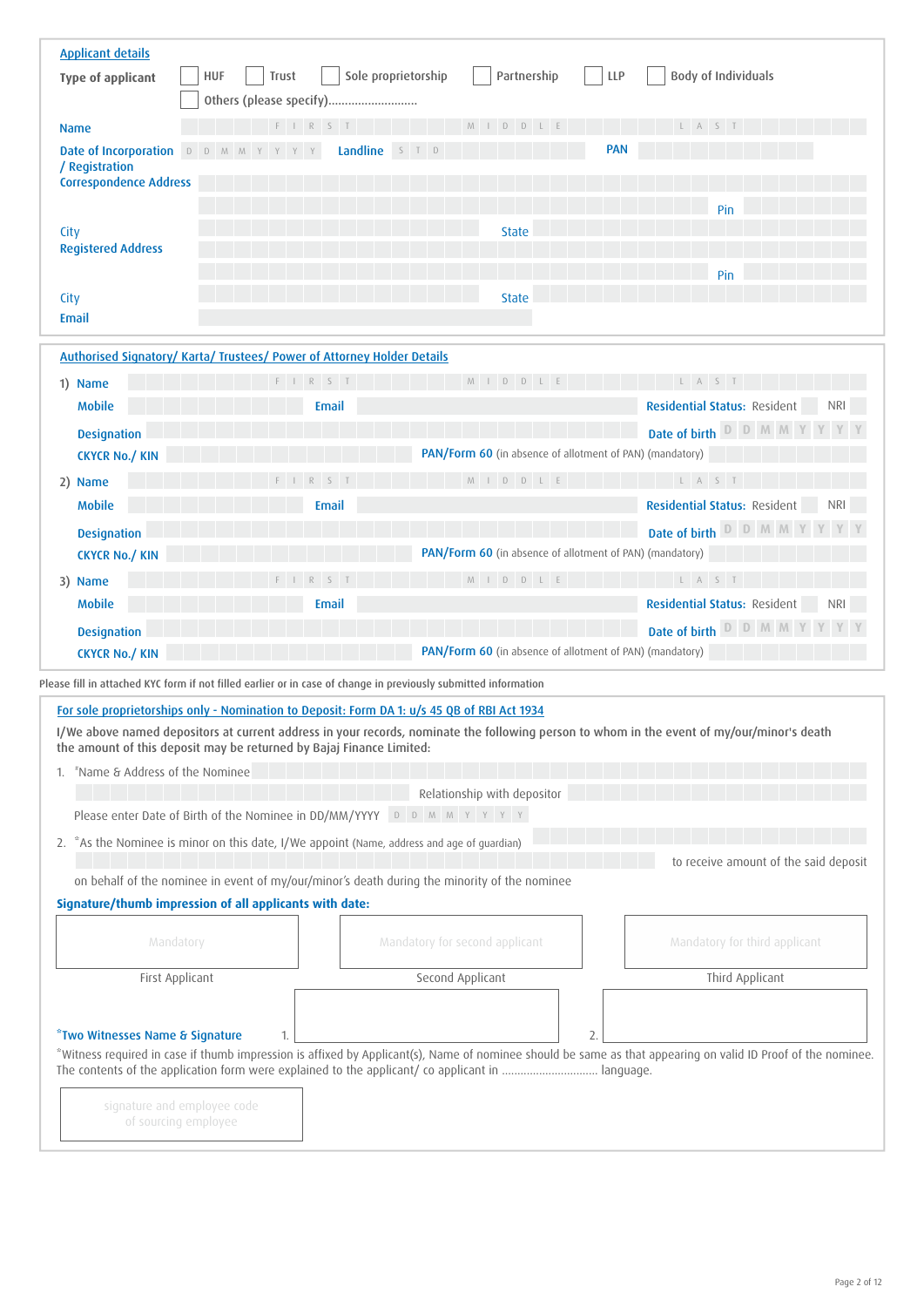## Applicant details

**Type of applicant** ☐ HUF ☐ Trust ☐ Sole proprietorship ☐ Partnership ☐ LLP ☐ Body of Individuals

☐ Others (please specify)...........................

**Name** F I R S T M I D D L E L A S T

**Date of Incorporation / Registration** D D M M Y Y Y Y **Landline** S T D **PAN**

**Correspondence Address**

**Pin**

**City** **State**

**Registered Address**

**Pin**

**City** **State**

**Email**

## Authorised Signatory/ Karta/ Trustees/ Power of Attorney Holder Details

1) **Name** F I R S T M I D D L E L A S T

**Mobile** **Email** **Residential Status:** Resident NRI

**Designation** **Date of birth** D D M M Y Y Y Y

**CKYCR No./ KIN** **PAN/Form 60** (in absence of allotment of PAN) (mandatory)

2) **Name** F I R S T M I D D L E L A S T

**Mobile** **Email** **Residential Status:** Resident NRI

**Designation** **Date of birth** D D M M Y Y Y Y

**CKYCR No./ KIN** **PAN/Form 60** (in absence of allotment of PAN) (mandatory)

3) **Name** F I R S T M I D D L E L A S T

**Mobile** **Email** **Residential Status:** Resident NRI

**Designation** **Date of birth** D D M M Y Y Y Y

**CKYCR No./ KIN** **PAN/Form 60** (in absence of allotment of PAN) (mandatory)

Please fill in attached KYC form if not filled earlier or in case of change in previously submitted information

## For sole proprietorships only - Nomination to Deposit: Form DA 1: u/s 45 QB of RBI Act 1934

I/We above named depositors at current address in your records, nominate the following person to whom in the event of my/our/minor's death the amount of this deposit may be returned by Bajaj Finance Limited:

1. *Name & Address of the Nominee

   Relationship with depositor

   Please enter Date of Birth of the Nominee in DD/MM/YYYY D D M M Y Y Y Y

2. *As the Nominee is minor on this date, I/We appoint (Name, address and age of guardian)

   to receive amount of the said deposit on behalf of the nominee in event of my/our/minor's death during the minority of the nominee

**Signature/thumb impression of all applicants with date:**

| Mandatory | Mandatory for second applicant | Mandatory for third applicant |
|---|---|---|
| First Applicant | Second Applicant | Third Applicant |

**\*Two Witnesses Name & Signature** 1. 2.

*Witness required in case if thumb impression is affixed by Applicant(s), Name of nominee should be same as that appearing on valid ID Proof of the nominee.
The contents of the application form were explained to the applicant/ co applicant in .............................. language.

signature and employee code of sourcing employee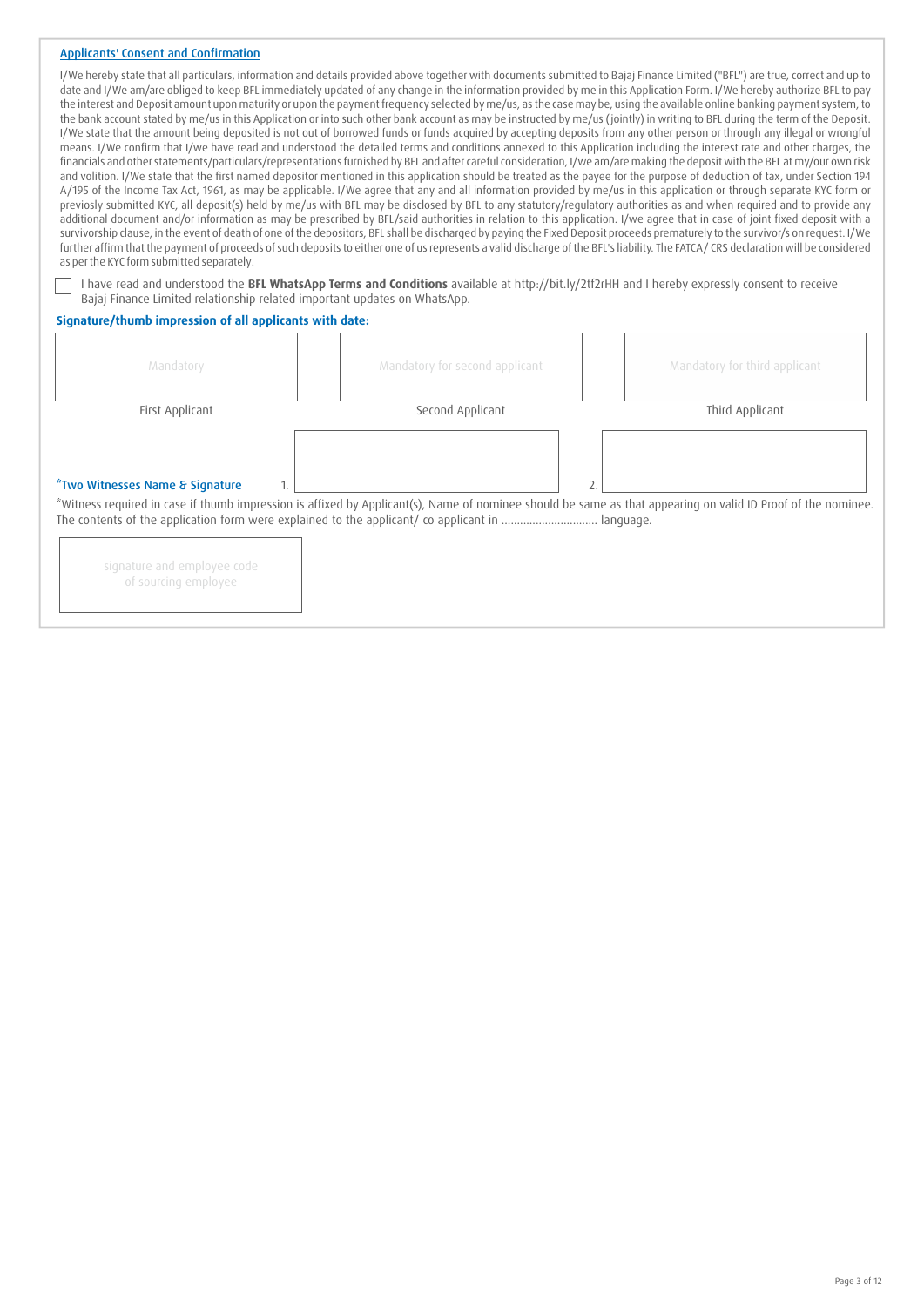## Applicants' Consent and Confirmation

I/We hereby state that all particulars, information and details provided above together with documents submitted to Bajaj Finance Limited ("BFL") are true, correct and up to date and I/We am/are obliged to keep BFL immediately updated of any change in the information provided by me in this Application Form. I/We hereby authorize BFL to pay the interest and Deposit amount upon maturity or upon the payment frequency selected by me/us, as the case may be, using the available online banking payment system, to the bank account stated by me/us in this Application or into such other bank account as may be instructed by me/us (jointly) in writing to BFL during the term of the Deposit. I/We state that the amount being deposited is not out of borrowed funds or funds acquired by accepting deposits from any other person or through any illegal or wrongful means. I/We confirm that I/we have read and understood the detailed terms and conditions annexed to this Application including the interest rate and other charges, the financials and other statements/particulars/representations furnished by BFL and after careful consideration, I/we am/are making the deposit with the BFL at my/our own risk and volition. I/We state that the first named depositor mentioned in this application should be treated as the payee for the purpose of deduction of tax, under Section 194 A/195 of the Income Tax Act, 1961, as may be applicable. I/We agree that any and all information provided by me/us in this application or through separate KYC form or previosly submitted KYC, all deposit(s) held by me/us with BFL may be disclosed by BFL to any statutory/regulatory authorities as and when required and to provide any additional document and/or information as may be prescribed by BFL/said authorities in relation to this application. I/we agree that in case of joint fixed deposit with a survivorship clause, in the event of death of one of the depositors, BFL shall be discharged by paying the Fixed Deposit proceeds prematurely to the survivor/s on request. I/We further affirm that the payment of proceeds of such deposits to either one of us represents a valid discharge of the BFL's liability. The FATCA/ CRS declaration will be considered as per the KYC form submitted separately.

☐ I have read and understood the **BFL WhatsApp Terms and Conditions** available at http://bit.ly/2tf2rHH and I hereby expressly consent to receive Bajaj Finance Limited relationship related important updates on WhatsApp.

**Signature/thumb impression of all applicants with date:**

| Mandatory | Mandatory for second applicant | Mandatory for third applicant |
|---|---|---|
| First Applicant | Second Applicant | Third Applicant |

*Two Witnesses Name & Signature 1. ____________ 2. ____________

*Witness required in case if thumb impression is affixed by Applicant(s), Name of nominee should be same as that appearing on valid ID Proof of the nominee.
The contents of the application form were explained to the applicant/ co applicant in ............................... language.

signature and employee code of sourcing employee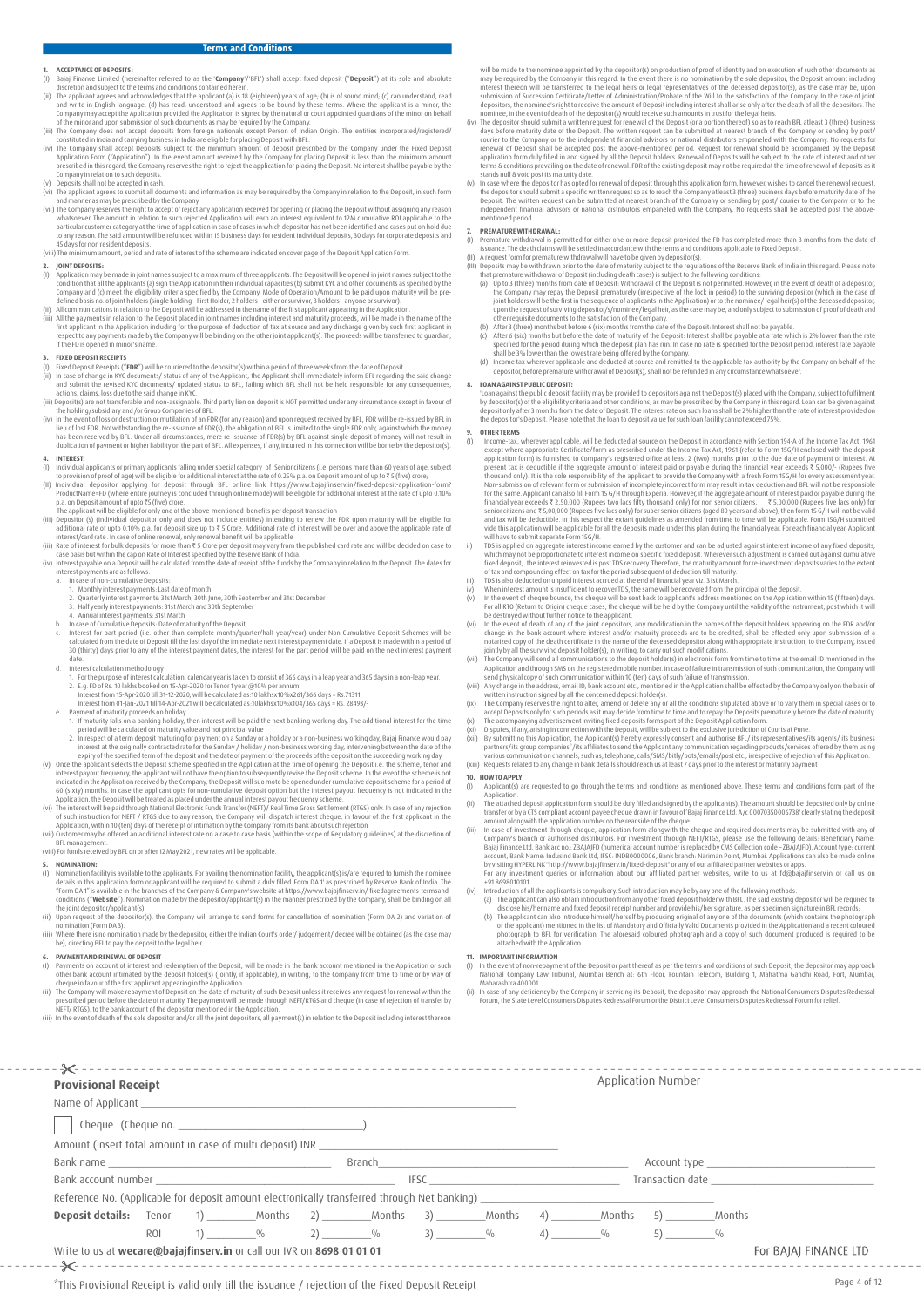## Terms and Conditions

**1. ACCEPTANCE OF DEPOSITS:**

(i) Bajaj Finance Limited (hereinafter referred to as the '**Company**'/'BFL') shall accept fixed deposit ("**Deposit**") at its sole and absolute discretion and subject to the terms and conditions contained herein.

(ii) The applicant agrees and acknowledges that the applicant (a) is 18 (eighteen) years of age; (b) is of sound mind; (c) can understand, read and write in English language, (d) has read, understood and agrees to be bound by these terms. Where the applicant is a minor, the Company may accept the Application provided the Application is signed by the natural or court appointed guardians of the minor on behalf of the minor and upon submission of such documents as may be required by the Company.

(iii) The Company does not accept deposits from foreign nationals except Person of Indian Origin. The entities incorporated/registered/constituted in India and carrying business in India are eligible for placing Deposit with BFL.

(iv) The Company shall accept Deposits subject to the minimum amount of deposit prescribed by the Company under the Fixed Deposit Application Form ("Application"). In the event amount received by the Company for placing Deposit is less than the minimum amount prescribed in this regard, the Company reserves the right to reject the application for placing the Deposit. No interest shall be payable by the Company in relation to such deposits.

(v) Deposits shall not be accepted in cash.

(vi) The applicant agrees to submit all documents and information as may be required by the Company in relation to the Deposit, in such form and manner as may be prescribed by the Company.

(vii) The Company reserves the right to accept or reject any application received for opening or placing the Deposit without assigning any reason whatsoever. The amount in relation to such rejected Application will earn an interest equivalent to 12M cumulative ROI applicable to the particular customer category at the time of application in case of cases in which depositor has not been identified and cases put on hold due to any reason. The said amount will be refunded within 15 business days for resident individual deposits, 30 days for corporate deposits and 45 days for non resident deposits.

(viii) The minimum amount, period and rate of interest of the scheme are indicated on cover page of the Deposit Application Form.

**2. JOINT DEPOSITS:**

(i) Application may be made in joint names subject to a maximum of three applicants. The Deposit will be opened in joint names subject to the condition that all the applicants (a) sign the Application in their individual capacities (b) submit KYC and other documents as specified by the Company and (c) meet the eligibility criteria specified by the Company. Mode of Operation/Amount to be paid upon maturity will be pre-defined basis no. of joint holders (single holding – First Holder, 2 holders – either or survivor, 3 holders – anyone or survivor).

(ii) All communications in relation to the Deposit will be addressed in the name of the first applicant appearing in the Application.

(iii) All the payments in relation to the Deposit placed in joint names including interest and maturity proceeds, will be made in the name of the first applicant in the Application including for the purpose of deduction of tax at source and any discharge given by such first applicant in respect to any payments made by the Company will be binding on the other joint applicant(s). The proceeds will be transferred to guardian, if the FD is opened in minor's name.

**3. FIXED DEPOSIT RECEIPTS**

(i) Fixed Deposit Receipts ("**FDR**") will be couriered to the depositor(s) within a period of three weeks from the date of Deposit.

(ii) In case of change in KYC documents/ status of any of the Applicant, the Applicant shall immediately inform BFL regarding the said change and submit the revised KYC documents/ updated status to BFL, failing which BFL shall not be held responsible for any consequences, actions, claims, loss due to the said change in KYC.

(iii) Deposit(s) are not transferable and non-assignable. Third party lien on deposit is NOT permitted under any circumstance except in favour of the holding/subsidiary and /or Group Companies of BFL.

(iv) In the event of loss or destruction or mutilation of an FDR (for any reason) and upon request received by BFL, FDR will be re-issued by BFL in lieu of lost FDR. Notwithstanding the re-issuance of FDR(s), the obligation of BFL is limited to the single FDR only, against which the money has been received by BFL. Under all circumstances, mere re-issuance of FDR(s) by BFL against single deposit of money will not result in duplication of payment or higher liability on the part of BFL. All expenses, if any, incurred in this connection will be borne by the depositor(s).

**4. INTEREST:**

(I) Individual applicants or primary applicants falling under special category of Senior citizens (i.e. persons more than 60 years of age, subject to provision of proof of age) will be eligible for additional interest at the rate of 0.25% p.a. on Deposit amount of up to ₹ 5 (five) crore;

(II) Individual depositor applying for deposit through BFL online link https://www.bajajfinserv.in/fixed-deposit-application-form?ProductName=FD (where entire journey is concluded through online mode) will be eligible for additional interest at the rate of upto 0.10% p.a. on Deposit amount of upto ₹5 (five) crore.

The applicant will be eligible for only one of the above-mentioned benefits per deposit transaction

(III) Depositor (s) (individual depositor only and does not include entities) intending to renew the FDR upon maturity will be eligible for additional rate of upto 0.10% p.a. for deposit size up to ₹ 5 Crore. Additional rate of interest will be over and above the applicable rate of interest/card rate. In case of online renewal, only renewal benefit will be applicable

(iii) Rate of interest for bulk deposits for more than ₹ 5 Crore per deposit may vary from the published card rate and will be decided on case to case basis but within the cap on Rate of Interest specified by the Reserve Bank of India.

(iv) Interest payable on a Deposit will be calculated from the date of receipt of the funds by the Company in relation to the Deposit. The dates for interest payments are as follows:

a. In case of non-cumulative Deposits:
   1. Monthly interest payments: Last date of month
   2. Quarterly interest payments: 31st March, 30th June, 30th September and 31st December
   3. Half yearly interest payments: 31st March and 30th September
   4. Annual interest payments: 31st March

b. In case of Cumulative Deposits: Date of maturity of the Deposit

c. Interest for part period (i.e. other than complete month/quarter/half year/year) under Non-Cumulative Deposit Schemes will be calculated from the date of Deposit till the last day of the immediate next interest payment date. If a Deposit is made within a period of 30 (thirty) days prior to any of the interest payment dates, the interest for the part period will be paid on the next interest payment date.

d. Interest calculation methodology
   1. For the purpose of interest calculation, calendar year is taken to consist of 366 days in a leap year and 365 days in a non-leap year.
   2. E.g. FD of Rs. 10 lakhs booked on 15-Apr-2020 for Tenor 1 year @10% per annum
   Interest from 15-Apr-2020 till 31-12-2020, will be calculated as:10 lakhsx10%x261/366 days = Rs.71311
   Interest from 01-Jan-2021 till 14-Apr-2021 will be calculated as:10lakhsx10%x104/365 days = Rs. 28493/-

e. Payment of maturity proceeds on holiday
   1. If maturity falls on a banking holiday, then interest will be paid the next banking working day. The additional interest for the time period will be calculated on maturity value and not principal value
   2. In respect of a term deposit maturing for payment on a Sunday or a holiday or a non-business working day, Bajaj Finance would pay interest at the originally contracted rate for the Sunday / holiday / non-business working day, intervening between the date of the expiry of the specified term of the deposit and the date of payment of the proceeds of the deposit on the succeeding working day.

(v) Once the applicant selects the Deposit scheme specified in the Application at the time of opening the Deposit i.e. the scheme, tenor and interest payout frequency, the applicant will not have the option to subsequently revise the Deposit scheme. In the event the scheme is not indicated in the Application received by the Company, the Deposit will suo moto be opened under cumulative deposit scheme for a period of 60 (sixty) months. In case the applicant opts for non-cumulative deposit option but the interest payout frequency is not indicated in the Application, the Deposit will be treated as placed under the annual interest payout frequency scheme.

(vi) The interest will be paid through National Electronic Funds Transfer (NEFT)/ Real Time Gross Settlement (RTGS) only. In case of any rejection of such instruction for NEFT / RTGS due to any reason, the Company will dispatch interest cheque, in favour of the first applicant in the Application, within 10 (ten) days of the receipt of intimation by the Company from its bank about such rejection.

(vii) Customer may be offered an additional interest rate on a case to case basis (within the scope of Regulatory guidelines) at the discretion of BFL management.

(viii) For funds received by BFL on or after 12 May 2021, new rates will be applicable.

**5. NOMINATION:**

(i) Nomination facility is available to the applicants. For availing the nomination facility, the applicant(s) is/are required to furnish the nominee details in this application form or applicant will be required to submit a duly filled 'Form DA 1' as prescribed by Reserve Bank of India. The "Form DA 1" is available in the branches of the Company & Company's website at https://www.bajajfinserv.in/fixedagreements-termsand-conditions ("**Website**"). Nomination made by the depositor/applicant(s) in the manner prescribed by the Company, shall be binding on all the joint depositor/applicant(s).

(ii) Upon request of the depositor(s), the Company will arrange to send forms for cancellation of nomination (Form DA 2) and variation of nomination (Form DA 3).

(iii) Where there is no nomination made by the depositor, either the Indian Court's order/ judgement/ decree will be obtained (as the case may be), directing BFL to pay the deposit to the legal heir.

**6. PAYMENT AND RENEWAL OF DEPOSIT**

(i) Payments on account of interest and redemption of the Deposit, will be made in the bank account mentioned in the Application or such other bank account intimated by the deposit holder(s) (jointly, if applicable), in writing, to the Company from time to time or by way of cheque in favour of the first applicant appearing in the Application.

(ii) The Company will make repayment of Deposit on the date of maturity of such Deposit unless it receives any request for renewal within the prescribed period before the date of maturity. The payment will be made through NEFT/RTGS and cheque (in case of rejection of transfer by NEFT/ RTGS), to the bank account of the depositor mentioned in the Application.

(iii) In the event of death of the sole depositor and/or all the joint depositors, all payment(s) in relation to the Deposit including interest thereon will be made to the nominee appointed by the depositor(s) on production of proof of identity and on execution of such other documents as may be required by the Company in this regard. In the event there is no nomination by the sole depositor, the Deposit amount including interest thereon will be transferred to the legal heirs or legal representatives of the deceased depositor(s), as the case may be, upon submission of Succession Certificate/Letter of Administration/Probate of the Will to the satisfaction of the Company. In the case of joint depositors, the nominee's right to receive the amount of Deposit including interest shall arise only after the death of all the depositors. The nominee, in the event of death of the depositor(s) would receive such amounts in trust for the legal heirs.

(iv) The depositor should submit a written request for renewal of the Deposit (or a portion thereof) so as to reach BFL atleast 3 (three) business days before maturity date of the Deposit. The written request can be submitted at nearest branch of the Company or sending by post/ courier to the Company or to the independent financial advisors or national distributors empaneled with the Company. No requests for renewal of Deposit shall be accepted post the above-mentioned period. Request for renewal should be accompanied by the Deposit application form duly filled in and signed by all the Deposit holders. Renewal of Deposits will be subject to the rate of interest and other terms & conditions prevailing on the date of renewal. FDR of the existing deposit may not be required at the time of renewal of deposits as it stands null & void post its maturity date.

(v) In case where the depositor has opted for renewal of deposit through this application form, however, wishes to cancel the renewal request, the depositor should submit a specific written request so as to reach the Company atleast 3 (three) business days before maturity date of the Deposit. The written request can be submitted at nearest branch of the Company or sending by post/ courier to the Company or to the independent financial advisors or national distributors empaneled with the Company. No requests will be accepted post the above-mentioned period.

**7. PREMATURE WITHDRAWAL:**

(I) Premature withdrawal is permitted for either one or more deposit provided the FD has completed more than 3 months from the date of issuance. The death claims will be settled in accordance with the terms and conditions applicable to Fixed Deposit.

(II) A request form for premature withdrawal will have to be given by depositor(s).

(III) Deposits may be withdrawn prior to the date of maturity subject to the regulations of the Reserve Bank of India in this regard. Please note that premature withdrawal of Deposit (including death cases) is subject to the following conditions:

(a) Up to 3 (three) months from date of Deposit: Withdrawal of the Deposit is not permitted. However, in the event of death of a depositor, the Company may repay the Deposit prematurely (irrespective of the lock in period) to the surviving depositor (which in the case of joint holders will be the first in the sequence of applicants in the Application) or to the nominee/ legal heir(s) of the deceased depositor, upon the request of surviving depositor/s/nominee/legal heir, as the case may be, and only subject to submission of proof of death and other requisite documents to the satisfaction of the Company.

(b) After 3 (three) months but before 6 (six) months from the date of the Deposit: Interest shall not be payable.

(c) After 6 (six) months but before the date of maturity of the Deposit: Interest shall be payable at a rate which is 2% lower than the rate specified for the period during which the deposit plan has run. In case no rate is specified for the Deposit period, interest rate payable shall be 3% lower than the lowest rate being offered by the Company.

(d) Income tax wherever applicable and deducted at source and remitted to the applicable tax authority by the Company on behalf of the depositor, before premature withdrawal of Deposit(s), shall not be refunded in any circumstance whatsoever.

**8. LOAN AGAINST PUBLIC DEPOSIT:**

'Loan against the public deposit' facility may be provided to depositors against the Deposit(s) placed with the Company, subject to fulfilment by depositor(s) of the eligibility criteria and other conditions, as may be prescribed by the Company in this regard. Loan can be given against deposit only after 3 months from the date of Deposit. The interest rate on such loans shall be 2% higher than the rate of interest provided on the depositor's Deposit. Please note that the loan to deposit value for such loan facility cannot exceed 75%.

**9. OTHER TERMS**

(i) Income-tax, wherever applicable, will be deducted at source on the Deposit in accordance with Section 194-A of the Income Tax Act, 1961 except where appropriate Certificate/Form as prescribed under the Income Tax Act, 1961 (refer to Form 15G/H enclosed with the deposit application form) is furnished to Company's registered office at least 2 (two) months prior to the due date of payment of interest. At present tax is deductible if the aggregate amount of interest paid or payable during the financial year exceeds ₹ 5,000/- (Rupees five thousand only). It is the sole responsibility of the applicant to provide the Company with a fresh Form 15G/H for every assessment year. Non-submission of relevant form or submission of incomplete/incorrect form may result in tax deduction and BFL will not be responsible for the same. Applicant can also fill Form 15 G/H through Experia. However, if the aggregate amount of interest paid or payable during the financial year exceeds ₹ 2,50,000 (Rupees two lacs fifty thousand only) for non senior citizens, ₹ 5,00,000 (Rupees five lacs only) for senior citizens and ₹ 5,00,000 (Rupees five lacs only) for super senior citizens (aged 80 years and above), then form 15 G/H will not be valid and tax will be deductible. In this respect the extant guidelines as amended from time to time will be applicable. Form 15G/H submitted vide this application will be applicable for all the deposits made under this plan during the financial year. For each financial year, Applicant will have to submit separate Form 15G/H.

ii) TDS is applied on aggregate interest income earned by the customer and can be adjusted against interest income of any fixed deposits, which may not be proportionate to interest income on specific fixed deposit. Wherever such adjustment is carried out against cumulative fixed deposit, the interest reinvested is post TDS recovery. Therefore, the maturity amount for re-investment deposits varies to the extent of tax and compounding effect on tax for the period subsequent of deduction till maturity.

iii) TDS is also deducted on unpaid interest accrued at the end of financial year viz. 31st March.

iv) When interest amount is insufficient to recover TDS, the same will be recovered from the principal of the deposit.

(v) In the event of cheque bounce, the cheque will be sent back to applicant's address mentioned on the Application within 15 (fifteen) days. For all RTO (Return to Origin) cheque cases, the cheque will be held by the Company until the validity of the instrument, post which it will be destroyed without further notice to the applicant.

(vi) In the event of death of any of the joint depositors, any modification in the names of the deposit holders appearing on the FDR and/or change in the bank account where interest and/or maturity proceeds are to be credited, shall be effected only upon submission of a notarized copy of the death certificate in the name of the deceased depositor along with appropriate instruction, to the Company, issued jointly by all the surviving deposit holder(s), in writing, to carry out such modifications.

(vii) The Company will send all communications to the deposit holder(s) in electronic form from time to time at the email ID mentioned in the Application and through SMS on the registered mobile number. In case of failure in transmission of such communication, the Company will send physical copy of such communication within 10 (ten) days of such failure of transmission.

(viii) Any change in the address, email ID, bank account etc., mentioned in the Application shall be effected by the Company only on the basis of written instruction signed by all the concerned deposit holder(s).

(ix) The Company reserves the right to alter, amend or delete any or all the conditions stipulated above or to vary them in special cases or to accept Deposits only for such periods as it may decide from time to time and to repay the Deposits prematurely before the date of maturity.

(x) The accompanying advertisement inviting fixed deposits forms part of the Deposit Application Form.

(xi) Disputes, if any, arising in connection with the Deposit, will be subject to the exclusive jurisdiction of Courts at Pune.

(xii) By submitting this Application, the Applicant(s) hereby expressly consent and authorise BFL/ its representatives/its agents/ its business partners/its group companies' /its affiliates to send the Applicant any communication regarding products/services offered by them using various communication channels, such as, telephone, calls/SMS/bitly/bots/emails/post etc., irrespective of rejection of this Application.

(xiii) Requests related to any change in bank details should reach us at least 7 days prior to the interest or maturity payment

**10. HOW TO APPLY**

(i) Applicant(s) are requested to go through the terms and conditions as mentioned above. These terms and conditions form part of the Application.

(ii) The attached deposit application form should be duly filled and signed by the applicant(s). The amount should be deposited only by online transfer or by a CTS compliant account payee cheque drawn in favour of 'Bajaj Finance Ltd. A/c 00070350086738' clearly stating the deposit amount alongwith the application number on the rear side of the cheque.

(iii) In case of investment through cheque, application form alongwith the cheque and required documents may be submitted with any of Company's branch or authorised distributors. For investment through NEFT/RTGS, please use the following details: Beneficiary Name: Bajaj Finance Ltd, Bank acc no.: ZBAJAJFD (numerical account number is replaced by CMS Collection code –ZBAJAJFD), Account type: current account, Bank Name: IndusInd Bank Ltd, IFSC: INDB0000006, Bank branch: Nariman Point, Mumbai. Applications can also be made online by visiting HYPERLINK "http://www.bajajfinserv.in/fixed-deposit" or any of our affiliated partner websites or apps.
For any investment queries or information about our affiliated partner websites, write to us at fd@bajajfinserv.in or call us on +91 8698010101

(iv) Introduction of all the applicants is compulsory. Such introduction may be by any one of the following methods:

(a) The applicant can also obtain introduction from any other fixed deposit holder with BFL. The said existing depositor will be required to disclose his/her name and fixed deposit receipt number and provide his/her signature, as per specimen signature in BFL records;

(b) The applicant can also introduce himself/herself by producing original of any one of the documents (which contains the photograph of the applicant) mentioned in the list of Mandatory and Officially Valid Documents provided in the Application and a recent coloured photograph to BFL for verification. The aforesaid coloured photograph and a copy of such document produced is required to be attached with the Application.

**11. IMPORTANT INFORMATION**

(i) In the event of non-repayment of the Deposit or part thereof as per the terms and conditions of such Deposit, the depositor may approach National Company Law Tribunal, Mumbai Bench at: 6th Floor, Fountain Telecom, Building 1, Mahatma Gandhi Road, Fort, Mumbai, Maharashtra 400001.

(ii) In case of any deficiency by the Company in servicing its Deposit, the depositor may approach the National Consumers Disputes Redressal Forum, the State Level Consumers Disputes Redressal Forum or the District Level Consumers Disputes Redressal Forum for relief.

---

**Provisional Receipt** Application Number

Name of Applicant ____________________

☐ Cheque (Cheque no. ____________________)

Amount (insert total amount in case of multi deposit) INR ____________________

Bank name ____________________ Branch ____________________ Account type ____________________

Bank account number ____________________ IFSC ____________________ Transaction date ____________________

Reference No. (Applicable for deposit amount electronically transferred through Net banking) ____________________

| **Deposit details:** | Tenor | 1) ______ Months | 2) ______ Months | 3) ______ Months | 4) ______ Months | 5) ______ Months |
|---|---|---|---|---|---|---|
| | ROI | 1) ______ % | 2) ______ % | 3) ______ % | 4) ______ % | 5) ______ % |

Write to us at **wecare@bajajfinserv.in** or call our IVR on **8698 01 01 01** For BAJAJ FINANCE LTD

*This Provisional Receipt is valid only till the issuance / rejection of the Fixed Deposit Receipt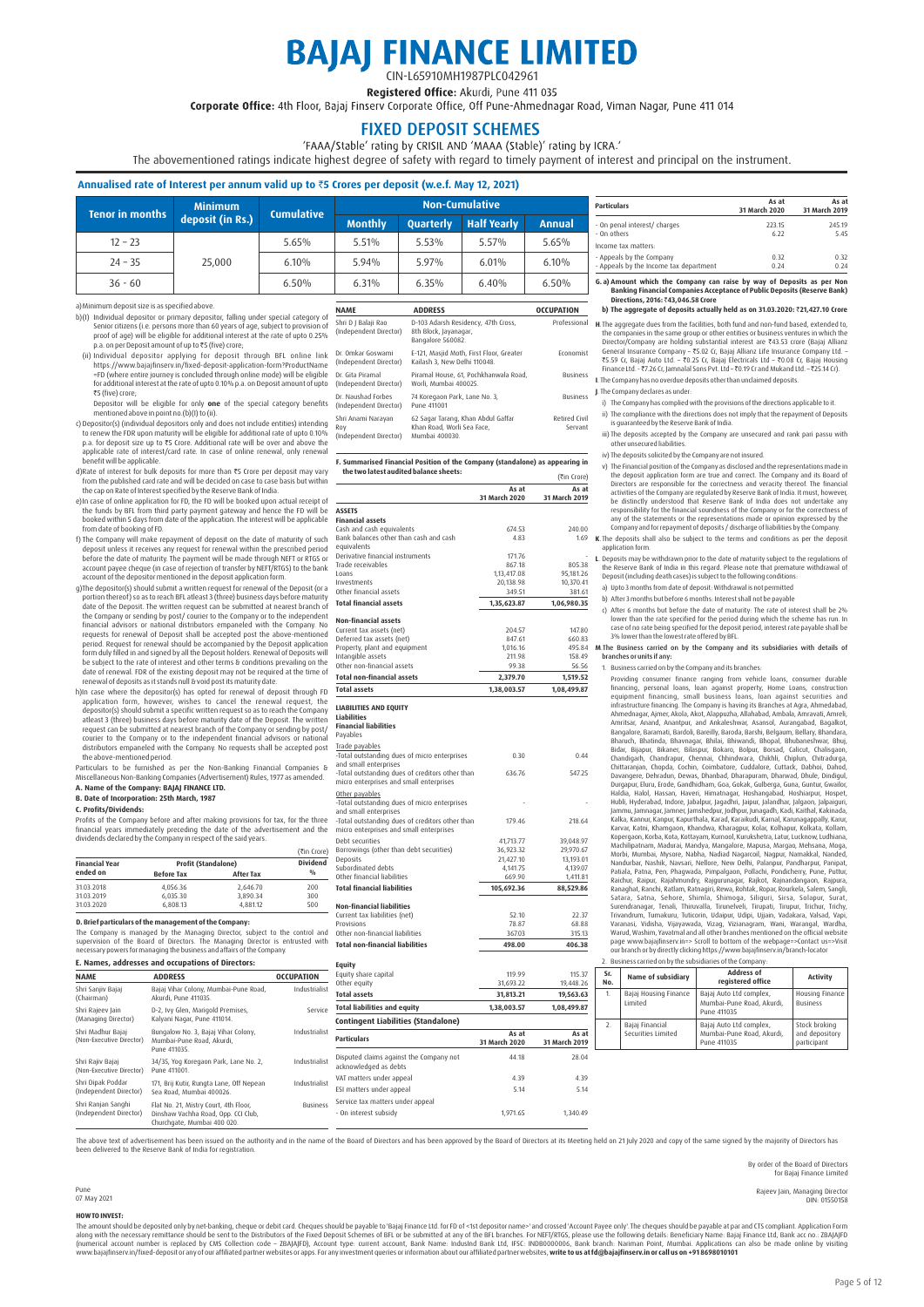# BAJAJ FINANCE LIMITED

CIN-L65910MH1987PLC042961

**Registered Office:** Akurdi, Pune 411 035

**Corporate Office:** 4th Floor, Bajaj Finserv Corporate Office, Off Pune-Ahmednagar Road, Viman Nagar, Pune 411 014

## FIXED DEPOSIT SCHEMES

'FAAA/Stable' rating by CRISIL AND 'MAAA (Stable)' rating by ICRA.'

The abovementioned ratings indicate highest degree of safety with regard to timely payment of interest and principal on the instrument.

### Annualised rate of Interest per annum valid up to ₹5 Crores per deposit (w.e.f. May 12, 2021)

| Tenor in months | Minimum deposit (in Rs.) | Cumulative | Non-Cumulative | | | |
|---|---|---|---|---|---|---|
| | | | Monthly | Quarterly | Half Yearly | Annual |
| 12 – 23 | 25,000 | 5.65% | 5.51% | 5.53% | 5.57% | 5.65% |
| 24 – 35 | | 6.10% | 5.94% | 5.97% | 6.01% | 6.10% |
| 36 - 60 | | 6.50% | 6.31% | 6.35% | 6.40% | 6.50% |

a) Minimum deposit size is as specified above.

b) (i) Individual depositor or primary depositor, falling under special category of Senior citizens (i.e. persons more than 60 years of age, subject to provision of proof of age) will be eligible for additional interest at the rate of upto 0.25% p.a. on per Deposit amount of up to ₹5 (five) crore;

(ii) Individual depositor applying for deposit through BFL online link https://www.bajajfinserv.in/fixed-deposit-application-form?ProductName=FD (where entire journey is concluded through online mode) will be eligible for additional interest at the rate of upto 0.10% p.a. on Deposit amount of upto ₹5 (five) crore;

Depositor will be eligible for only **one** of the special category benefits mentioned above in point no.(b)(I) to (ii).

c) Depositor(s) (individual depositors only and does not include entities) intending to renew the FDR upon maturity will be eligible for additional rate of upto 0.10% p.a. for deposit size up to ₹5 Crore. Additional rate will be over and above the applicable rate of interest/card rate. In case of online renewal, only renewal benefit will be applicable.

d) Rate of interest for bulk deposits for more than ₹5 Crore per deposit may vary from the published card rate and will be decided on case to case basis but within the cap on Rate of Interest specified by the Reserve Bank of India.

e) In case of online application for FD, the FD will be booked upon actual receipt of the funds by BFL from third party payment gateway and hence the FD will be booked within 5 days from date of the application. The interest will be applicable from date of booking of FD.

f) The Company will make repayment of deposit on the date of maturity of such deposit unless it receives any request for renewal within the prescribed period before the date of maturity. The payment will be made through NEFT or RTGS or account payee cheque (in case of rejection of transfer by NEFT/RTGS) to the bank account of the depositor mentioned in the deposit application form.

g) The depositor(s) should submit a written request for renewal of the Deposit (or a portion thereof) so as to reach BFL atleast 3 (three) business days before maturity date of the Deposit. The written request can be submitted at nearest branch of the Company or sending by post/ courier to the Company or to the independent financial advisors or national distributors empaneled with the Company. No requests for renewal of Deposit shall be accepted post the above-mentioned period. Request for renewal should be accompanied by the Deposit application form duly filled in and signed by all the Deposit holders. Renewal of Deposits will be subject to the rate of interest and other terms & conditions prevailing on the date of renewal. FDR of the existing deposit may not be required at the time of renewal of deposits as it stands null & void post its maturity date.

h) In case where the depositor(s) has opted for renewal of deposit through FD application form, however, wishes to cancel the renewal request, the depositor(s) should submit a specific written request so as to reach the Company atleast 3 (three) business days before maturity date of the Deposit. The written request can be submitted at nearest branch of the Company or sending by post/ courier to the Company or to the independent financial advisors or national distributors empaneled with the Company. No requests shall be accepted post the above-mentioned period.

Particulars to be furnished as per the Non-Banking Financial Companies & Miscellaneous Non-Banking Companies (Advertisement) Rules, 1977 as amended.

**A. Name of the Company: BAJAJ FINANCE LTD.**

**B. Date of Incorporation: 25th March, 1987**

**C. Profits/Dividends:**

Profits of the Company before and after making provisions for tax, for the three financial years immediately preceding the date of the advertisement and the dividends declared by the Company in respect of the said years.

(₹in Crore)

| Financial Year ended on | Profit (Standalone) | | Dividend |
|---|---|---|---|
| | Before Tax | After Tax | % |
| 31.03.2018 | 4,056.36 | 2,646.70 | 200 |
| 31.03.2019 | 6,035.30 | 3,890.34 | 300 |
| 31.03.2020 | 6,808.13 | 4,881.12 | 500 |

**D. Brief particulars of the management of the Company:**

The Company is managed by the Managing Director, subject to the control and supervision of the Board of Directors. The Managing Director is entrusted with necessary powers for managing the business and affairs of the Company.

**E. Names, addresses and occupations of Directors:**

| NAME | ADDRESS | OCCUPATION |
|---|---|---|
| Shri Sanjiv Bajaj (Chairman) | Bajaj Vihar Colony, Mumbai-Pune Road, Akurdi, Pune 411035. | Industrialist |
| Shri Rajeev Jain (Managing Director) | D-2, Ivy Glen, Marigold Premises, Kalyani Nagar, Pune 411014. | Service |
| Shri Madhur Bajaj (Non-Executive Director) | Bungalow No. 3, Bajaj Vihar Colony, Mumbai-Pune Road, Akurdi, Pune 411035. | Industrialist |
| Shri Rajiv Bajaj (Non-Executive Director) | 34/35, Yog Koregaon Park, Lane No. 2, Pune 411001. | Industrialist |
| Shri Dipak Poddar (Independent Director) | 171, Brij Kutir, Rungta Lane, Off Nepean Sea Road, Mumbai 400026. | Industrialist |
| Shri Ranjan Sanghi (Independent Director) | Flat No. 21, Mistry Court, 4th Floor, Dinshaw Vachha Road, Opp. CCI Club, Churchgate, Mumbai 400 020. | Business |
| Shri D J Balaji Rao (Independent Director) | D-103 Adarsh Residency, 47th Cross, 8th Block, Jayanagar, Bangalore 560082. | Professional |
| Dr. Omkar Goswami (Independent Director) | E-121, Masjid Moth, First Floor, Greater Kailash 3, New Delhi 110048. | Economist |
| Dr. Gita Piramal (Independent Director) | Piramal House, 61, Pochkhanwala Road, Worli, Mumbai 400025. | Business |
| Dr. Naushad Forbes (Independent Director) | 74 Koregaon Park, Lane No. 3, Pune 411001 | Business |
| Shri Anami Narayan Roy (Independent Director) | 62 Sagar Tarang, Khan Abdul Gaffar Khan Road, Worli Sea Face, Mumbai 400030. | Retired Civil Servant |

**F. Summarised Financial Position of the Company (standalone) as appearing in the two latest audited balance sheets:**

(₹in Crore)

| | As at 31 March 2020 | As at 31 March 2019 |
|---|---|---|
| **ASSETS** | | |
| **Financial assets** | | |
| Cash and cash equivalents | 674.53 | 240.00 |
| Bank balances other than cash and cash equivalents | 4.83 | 1.69 |
| Derivative financial instruments | 171.76 | - |
| Trade receivables | 867.18 | 805.38 |
| Loans | 1,13,417.08 | 95,181.26 |
| Investments | 20,138.98 | 10,370.41 |
| Other financial assets | 349.51 | 381.61 |
| **Total financial assets** | **1,35,623.87** | **1,06,980.35** |
| **Non-financial assets** | | |
| Current tax assets (net) | 204.57 | 147.80 |
| Deferred tax assets (net) | 847.61 | 660.83 |
| Property, plant and equipment | 1,016.16 | 495.84 |
| Intangible assets | 211.98 | 158.49 |
| Other non-financial assets | 99.38 | 56.56 |
| **Total non-financial assets** | **2,379.70** | **1,519.52** |
| **Total assets** | **1,38,003.57** | **1,08,499.87** |
| **LIABILITIES AND EQUITY** | | |
| **Liabilities** | | |
| **Financial liabilities** | | |
| Payables | | |
| Trade payables | | |
| -Total outstanding dues of micro enterprises and small enterprises | 0.30 | 0.44 |
| -Total outstanding dues of creditors other than micro enterprises and small enterprises | 636.76 | 547.25 |
| Other payables | | |
| -Total outstanding dues of micro enterprises and small enterprises | - | - |
| -Total outstanding dues of creditors other than micro enterprises and small enterprises | 179.46 | 218.64 |
| Debt securities | 41,713.77 | 39,048.97 |
| Borrowings (other than debt securities) | 36,923.32 | 29,970.67 |
| Deposits | 21,427.10 | 13,193.01 |
| Subordinated debts | 4,141.75 | 4,139.07 |
| Other financial liabilities | 669.90 | 1,411.81 |
| **Total financial liabilities** | **105,692.36** | **88,529.86** |
| **Non-financial liabilities** | | |
| Current tax liabilities (net) | 52.10 | 22.37 |
| Provisions | 78.87 | 68.88 |
| Other non-financial liabilities | 367.03 | 315.13 |
| **Total non-financial liabilities** | **498.00** | **406.38** |
| **Equity** | | |
| Equity share capital | 119.99 | 115.37 |
| Other equity | 31,693.22 | 19,448.26 |
| **Total assets** | **31,813.21** | **19,563.63** |
| **Total liabilities and equity** | **1,38,003.57** | **1,08,499.87** |

**Contingent Liabilities (Standalone)**

| Particulars | As at 31 March 2020 | As at 31 March 2019 |
|---|---|---|
| Disputed claims against the Company not acknowledged as debts | 44.18 | 28.04 |
| VAT matters under appeal | 4.39 | 4.39 |
| ESI matters under appeal | 5.14 | 5.14 |
| Service tax matters under appeal | | |
| - On interest subsidy | 1,971.65 | 1,340.49 |
| - On penal interest/ charges | 223.15 | 245.19 |
| - On others | 6.22 | 5.45 |
| Income tax matters: | | |
| - Appeals by the Company | 0.32 | 0.32 |
| - Appeals by the Income tax department | 0.24 | 0.24 |

**G. a) Amount which the Company can raise by way of Deposits as per Non Banking Financial Companies Acceptance of Public Deposits (Reserve Bank) Directions, 2016: ₹43,046.58 Crore**

**b) The aggregate of deposits actually held as on 31.03.2020: ₹21,427.10 Crore**

**H.** The aggregate dues from the facilities, both fund and non-fund based, extended to, the companies in the same group or other entities or business ventures in which the Director/Company are holding substantial interest are ₹43.53 crore (Bajaj Allianz General Insurance Company Ltd. – ₹5.02 Cr, Bajaj Allianz Life Insurance Company Ltd. – ₹5.59 Cr, Bajaj Auto Ltd. – ₹0.25 Cr, Bajaj Electricals Ltd – ₹0.08 Cr, Bajaj Housing Finance Ltd. - ₹7.26 Cr, Jamnalal Sons Pvt. Ltd – ₹0.19 Cr and Mukand Ltd. – ₹25.14 Cr).

**I.** The Company has no overdue deposits other than unclaimed deposits.

**J.** The Company declares as under:

i) The Company has complied with the provisions of the directions applicable to it.

ii) The compliance with the directions does not imply that the repayment of Deposits is guaranteed by the Reserve Bank of India.

iii) The deposits accepted by the Company are unsecured and rank pari passu with other unsecured liabilities.

iv) The deposits solicited by the Company are not insured.

v) The Financial position of the Company as disclosed and the representations made in the deposit application form are true and correct. The Company and its Board of Directors are responsible for the correctness and veracity thereof. The financial activities of the Company are regulated by Reserve Bank of India. It must, however, be distinctly understood that Reserve Bank of India does not undertake any responsibility for the financial soundness of the Company or for the correctness of any of the statements or the representations made or opinion expressed by the Company and for repayment of deposits / discharge of liabilities by the Company.

**K.** The deposits shall also be subject to the terms and conditions as per the deposit application form.

**L.** Deposits may be withdrawn prior to the date of maturity subject to the regulations of the Reserve Bank of India in this regard. Please note that premature withdrawal of Deposit (including death cases) is subject to the following conditions:

a) Upto 3 months from date of deposit: Withdrawal is not permitted

b) After 3 months but before 6 months: Interest shall not be payable

c) After 6 months but before the date of maturity: The rate of interest shall be 2% lower than the rate specified for the period during which the scheme has run. In case of no rate being specified for the deposit period, interest rate payable shall be 3% lower than the lowest rate offered by BFL.

**M. The Business carried on by the Company and its subsidiaries with details of branches or units if any:**

1. Business carried on by the Company and its branches:

Providing consumer finance ranging from vehicle loans, consumer durable financing, personal loans, loan against property, Home Loans, construction equipment financing, small business loans, loan against securities and infrastructure financing. The Company is having its Branches at Agra, Ahmedabad, Ahmednagar, Ajmer, Akola, Akot, Alappuzha, Allahabad, Ambala, Amravati, Amreli, Amritsar, Anand, Anantpur, and Ankaleshwar, Asansol, Aurangabad, Bagalkot, Bangalore, Baramati, Bardoli, Bareilly, Baroda, Barshi, Belgaum, Bellary, Bhandara, Bharuch, Bhatinda, Bhavnagar, Bhilai, Bhiwandi, Bhopal, Bhubaneshwar, Bhuj, Bidar, Bijapur, Bikaner, Bilaspur, Bokaro, Bolpur, Borsad, Calicut, Chalisgaon, Chandigarh, Chandrapur, Chennai, Chhindwara, Chikhli, Chiplun, Chitradurga, Chittaranjan, Chopda, Cochin, Coimbatore, Cuddalore, Cuttack, Dabhoi, Dahod, Davangere, Dehradun, Dewas, Dhanbad, Dharapuram, Dharwad, Dhule, Dindigul, Durgapur, Eluru, Erode, Gandhidham, Goa, Gokak, Gulbarga, Guna, Guntur, Gwalior, Haldia, Halol, Hassan, Haveri, Himatnagar, Hoshangabad, Hoshiarpur, Hospet, Hubli, Hyderabad, Indore, Jabalpur, Jagadhri, Jaipur, Jalandhar, Jalgaon, Jalpaiguri, Jammu, Jamnagar, Jamner, Jamshedpur, Jodhpur, Junagadh, Kadi, Kaithal, Kakinada, Kalka, Kannur, Kanpur, Kapurthala, Karad, Karaikudi, Karnal, Karunagappally, Karur, Karvar, Katni, Khamgaon, Khandwa, Kharagpur, Kolar, Kolhapur, Kolkata, Kollam, Kopergaon, Korba, Kota, Kottayam, Kurnool, Kurukshetra, Latur, Lucknow, Ludhiana, Machilipatnam, Madurai, Mandya, Mangalore, Mapusa, Margao, Mehsana, Moga, Morbi, Mumbai, Mysore, Nabha, Nadiad Nagarcoil, Nagpur, Namakkal, Nanded, Nandurbar, Nashik, Navsari, Nellore, New Delhi, Palanpur, Pandharpur, Panipat, Patiala, Patna, Pen, Phagwada, Pimpalgaon, Pollachi, Pondicherry, Pune, Puttur, Raichur, Raipur, Rajahmundry, Rajgurunagar, Rajkot, Rajnandangaon, Rajpura, Ranaghat, Ranchi, Ratlam, Ratnagiri, Rewa, Rohtak, Ropar, Rourkela, Salem, Sangli, Satara, Satna, Sehore, Shimla, Shimoga, Siliguri, Sirsa, Solapur, Surat, Surendranagar, Tenali, Thiruvalla, Tirunelveli, Tirupati, Tirupur, Trichur, Trichy, Trivandrum, Tumakuru, Tuticorin, Udaipur, Udipi, Ujjain, Vadakara, Valsad, Vapi, Varanasi, Vidisha, Vijayawada, Vizag, Vizianagram, Wani, Warangal, Wardha, Warud, Washim, Yavatmal and all other branches mentioned on the official website page www.bajajfinserv.in=> Scroll to bottom of the webpage=>Contact us=>Visit our branch or by directly clicking https://www.bajajfinserv.in/branch-locator

2. Business carried on by the subsidiaries of the Company:

| Sr. No. | Name of subsidiary | Address of registered office | Activity |
|---|---|---|---|
| 1. | Bajaj Housing Finance Limited | Bajaj Auto Ltd complex, Mumbai-Pune Road, Akurdi, Pune 411035 | Housing Finance Business |
| 2. | Bajaj Financial Securities Limited | Bajaj Auto Ltd complex, Mumbai-Pune Road, Akurdi, Pune 411035 | Stock broking and depository participant |

The above text of advertisement has been issued on the authority and in the name of the Board of Directors and has been approved by the Board of Directors at its Meeting held on 21 July 2020 and copy of the same signed by the majority of Directors has been delivered to the Reserve Bank of India for registration.

By order of the Board of Directors
for Bajaj Finance Limited

Pune
07 May 2021

Rajeev Jain, Managing Director
DIN: 01550158

**HOW TO INVEST:**

The amount should be deposited only by net-banking, cheque or debit card. Cheques should be payable to 'Bajaj Finance Ltd. for FD of <1st depositor name>' and crossed 'Account Payee only'. The cheques should be payable at par and CTS compliant. Application Form along with the necessary remittance should be sent to the Distributors of the Fixed Deposit Schemes of BFL or be submitted at any of the BFL branches. For NEFT/RTGS, please use the following details: Beneficiary Name: Bajaj Finance Ltd, Bank acc no.: ZBAJAJFD (numerical account number is replaced by CMS Collection code – ZBAJAJFD), Account type: current account, Bank Name: IndusInd Bank Ltd, IFSC: INDB0000006, Bank branch: Nariman Point, Mumbai. Applications can also be made online by visiting www.bajajfinserv.in/fixed-deposit or any of our affiliated partner websites or apps. For any investment queries or information about our affiliated partner websites, **write to us at fd@bajajfinserv.in or call us on +91 8698010101**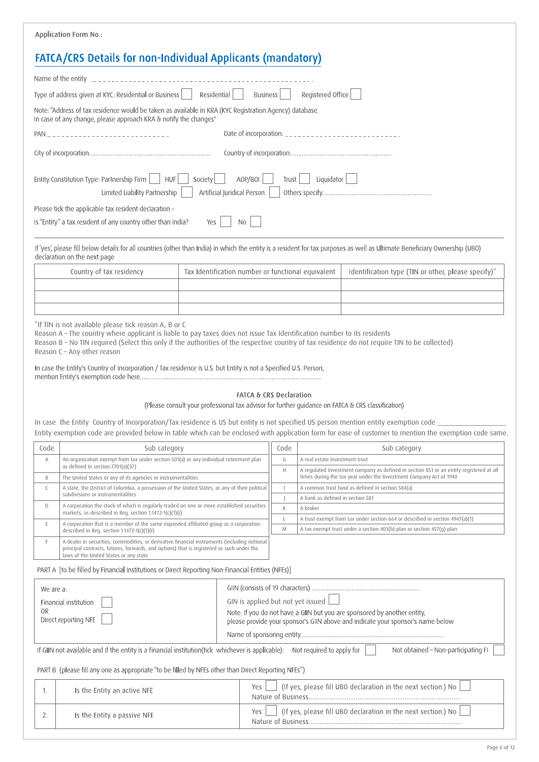Application Form No.:

## FATCA/CRS Details for non-Individual Applicants (mandatory)

Name of the entity ..................................................................

Type of address given at KYC: Residential or Business ☐ Residential ☐ Business ☐ Registered Office ☐

Note: "Address of tax residence would be taken as available in KRA (KYC Registration Agency) database. In case of any change, please approach KRA & notify the changes"

PAN.............................................. Date of incorporation: ..............................................

City of incorporation.............................................. Country of incorporation..............................................

Entity Constitution Type: Partnership Firm ☐ HUF ☐ Society ☐ AOP/BOI ☐ Trust ☐ Liquidator ☐
Limited Liability Partnership ☐ Artificial Juridical Person ☐ Others specify..............................................

Please tick the applicable tax resident declaration –

Is "Entity" a tax resident of any country other than India? Yes ☐ No ☐

If 'yes', please fill below details for all countries (other than India) in which the entity is a resident for tax purposes as well as Ultimate Beneficiary Ownership (UBO) declaration on the next page

| Country of tax residency | Tax Identification number or functional equivalent | Identification type (TIN or other, please specify)* |
|---|---|---|
| | | |
| | | |
| | | |

*If TIN is not available please tick reason A, B or C

Reason A – The country where applicant is liable to pay taxes does not issue Tax Identification number to its residents

Reason B – No TIN required (Select this only if the authorities of the respective country of tax residence do not require TIN to be collected)

Reason C – Any other reason

In case the Entity's Country of Incorporation / Tax residence is U.S. but Entity is not a Specified U.S. Person, mention Entity's exemption code here..............................................

### FATCA & CRS Declaration

(Please consult your professional tax advisor for further guidance on FATCA & CRS classification)

In case the Entity Country of Incorporation/Tax residence is US but entity is not specified US person mention entity exemption code ____________________

Entity exemption code are provided below in table which can be enclosed with application form for ease of customer to mention the exemption code same.

| Code | Sub category |
|---|---|
| A | An organization exempt from tax under section 501(a) or any individual retirement plan as defined in section 7701(a)(37) |
| B | The United States or any of its agencies or instrumentalities |
| C | A state, the District of Columbia, a possession of the United States, or any of their political subdivisions or instrumentalities |
| D | A corporation the stock of which is regularly traded on one or more established securities markets, as described in Reg. section 1.1472-1(c)(1)(i) |
| E | A corporation that is a member of the same expanded affiliated group as a corporation described in Reg. section 1.1472-1(c)(1)(i) |
| F | A dealer in securities, commodities, or derivative financial instruments (including notional principal contracts, futures, forwards, and options) that is registered as such under the laws of the United States or any state |
| G | A real estate investment trust |
| H | A regulated investment company as defined in section 851 or an entity registered at all times during the tax year under the Investment Company Act of 1940 |
| I | A common trust fund as defined in section 584(a) |
| J | A bank as defined in section 581 |
| K | A broker |
| L | A trust exempt from tax under section 664 or described in section 4947(a)(1) |
| M | A tax exempt trust under a section 403(b) plan or section 457(g) plan |

PART A [to be filled by Financial Institutions or Direct Reporting Non-Financial Entities (NFEs)]

| | |
|---|---|
| We are a:<br>Financial institution ☐<br>OR<br>Direct reporting NFE ☐ | GIIN (consists of 19 characters) ..............................................<br>GIIN is applied but not yet issued ☐<br>Note: If you do not have a GIIN but you are sponsored by another entity, please provide your sponsor's GIIN above and indicate your sponsor's name below<br>Name of sponsoring entity.............................................. |

If GIIN not available and If the entity is a financial institution(tick whichever is applicable): Not required to apply for ☐ Not obtained – Non-participating FI ☐

PART B (please fill any one as appropriate "to be filled by NFEs other than Direct Reporting NFEs")

| | | |
|---|---|---|
| 1. | Is the Entity an active NFE | Yes ☐ (If yes, please fill UBO declaration in the next section.) No ☐<br>Nature of Business.............................................. |
| 2. | Is the Entity a passive NFE | Yes ☐ (If yes, please fill UBO declaration in the next section.) No ☐<br>Nature of Business.............................................. |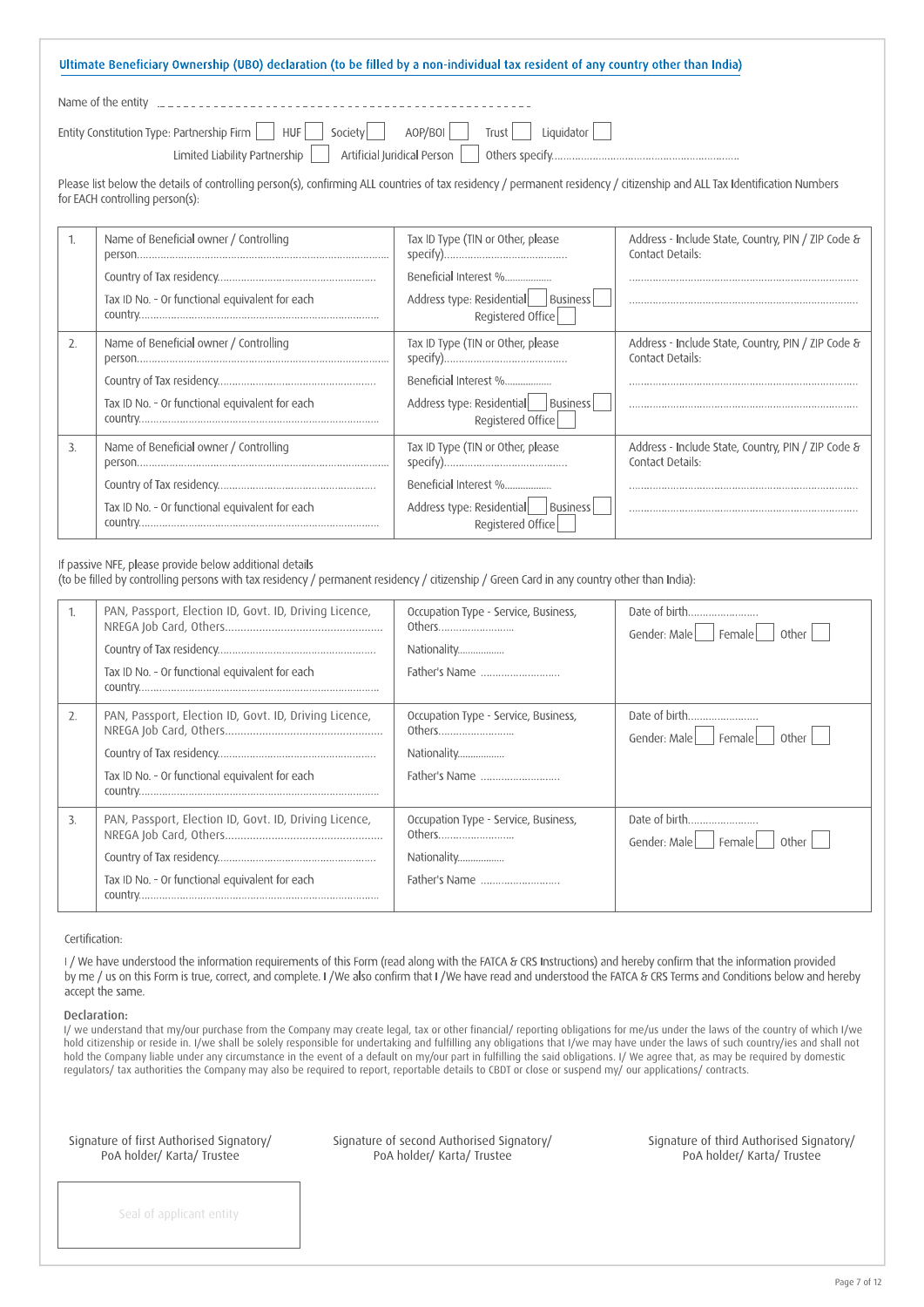## Ultimate Beneficiary Ownership (UBO) declaration (to be filled by a non-individual tax resident of any country other than India)

Name of the entity ..............................................................

Entity Constitution Type: Partnership Firm ☐ HUF ☐ Society ☐ AOP/BOI ☐ Trust ☐ Liquidator ☐
Limited Liability Partnership ☐ Artificial Juridical Person ☐ Others specify..............................................................

Please list below the details of controlling person(s), confirming ALL countries of tax residency / permanent residency / citizenship and ALL Tax Identification Numbers for EACH controlling person(s):

| | | | |
|---|---|---|---|
| 1. | Name of Beneficial owner / Controlling person.....................................................................<br>Country of Tax residency....................................................<br>Tax ID No. - Or functional equivalent for each country................................................................................ | Tax ID Type (TIN or Other, please specify)..........................................<br>Beneficial Interest %..................<br>Address type: Residential ☐ Business ☐ Registered Office ☐ | Address - Include State, Country, PIN / ZIP Code & Contact Details:<br>..............................................................................<br>.............................................................................. |
| 2. | Name of Beneficial owner / Controlling person.....................................................................<br>Country of Tax residency....................................................<br>Tax ID No. - Or functional equivalent for each country................................................................................ | Tax ID Type (TIN or Other, please specify)..........................................<br>Beneficial Interest %..................<br>Address type: Residential ☐ Business ☐ Registered Office ☐ | Address - Include State, Country, PIN / ZIP Code & Contact Details:<br>..............................................................................<br>.............................................................................. |
| 3. | Name of Beneficial owner / Controlling person.....................................................................<br>Country of Tax residency....................................................<br>Tax ID No. - Or functional equivalent for each country................................................................................ | Tax ID Type (TIN or Other, please specify)..........................................<br>Beneficial Interest %..................<br>Address type: Residential ☐ Business ☐ Registered Office ☐ | Address - Include State, Country, PIN / ZIP Code & Contact Details:<br>..............................................................................<br>.............................................................................. |

If passive NFE, please provide below additional details
(to be filled by controlling persons with tax residency / permanent residency / citizenship / Green Card in any country other than India):

| | | | |
|---|---|---|---|
| 1. | PAN, Passport, Election ID, Govt. ID, Driving Licence, NREGA Job Card, Others..................................................<br>Country of Tax residency....................................................<br>Tax ID No. - Or functional equivalent for each country................................................................................ | Occupation Type - Service, Business, Others..........................<br>Nationality.................<br>Father's Name .......................... | Date of birth........................<br>Gender: Male ☐ Female ☐ Other ☐ |
| 2. | PAN, Passport, Election ID, Govt. ID, Driving Licence, NREGA Job Card, Others..................................................<br>Country of Tax residency....................................................<br>Tax ID No. - Or functional equivalent for each country................................................................................ | Occupation Type - Service, Business, Others..........................<br>Nationality.................<br>Father's Name .......................... | Date of birth........................<br>Gender: Male ☐ Female ☐ Other ☐ |
| 3. | PAN, Passport, Election ID, Govt. ID, Driving Licence, NREGA Job Card, Others..................................................<br>Country of Tax residency....................................................<br>Tax ID No. - Or functional equivalent for each country................................................................................ | Occupation Type - Service, Business, Others..........................<br>Nationality.................<br>Father's Name .......................... | Date of birth........................<br>Gender: Male ☐ Female ☐ Other ☐ |

Certification:

I / We have understood the information requirements of this Form (read along with the FATCA & CRS Instructions) and hereby confirm that the information provided by me / us on this Form is true, correct, and complete. I /We also confirm that I /We have read and understood the FATCA & CRS Terms and Conditions below and hereby accept the same.

**Declaration:**

I/ we understand that my/our purchase from the Company may create legal, tax or other financial/ reporting obligations for me/us under the laws of the country of which I/we hold citizenship or reside in. I/we shall be solely responsible for undertaking and fulfilling any obligations that I/we may have under the laws of such country/ies and shall not hold the Company liable under any circumstance in the event of a default on my/our part in fulfilling the said obligations. I/ We agree that, as may be required by domestic regulators/ tax authorities the Company may also be required to report, reportable details to CBDT or close or suspend my/ our applications/ contracts.

Signature of first Authorised Signatory/ PoA holder/ Karta/ Trustee

Signature of second Authorised Signatory/ PoA holder/ Karta/ Trustee

Signature of third Authorised Signatory/ PoA holder/ Karta/ Trustee

Seal of applicant entity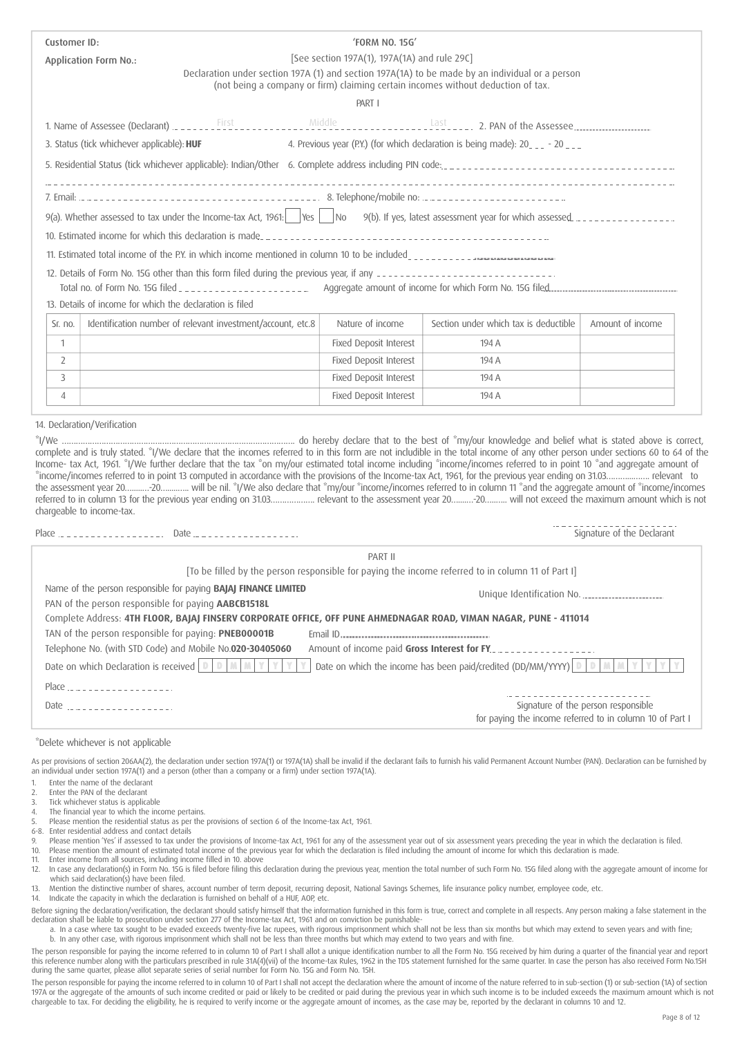Customer ID:

Application Form No.:

# 'FORM NO. 15G'

[See section 197A(1), 197A(1A) and rule 29C]

Declaration under section 197A (1) and section 197A(1A) to be made by an individual or a person (not being a company or firm) claiming certain incomes without deduction of tax.

## PART I

1. Name of Assessee (Declarant) First Middle Last 2. PAN of the Assessee

3. Status (tick whichever applicable): **HUF** 4. Previous year (P.Y.) (for which declaration is being made): 20___ - 20___

5. Residential Status (tick whichever applicable): Indian/Other 6. Complete address including PIN code:

7. Email: 8. Telephone/mobile no:

9(a). Whether assessed to tax under the Income-tax Act, 1961: ☐ Yes ☐ No 9(b). If yes, latest assessment year for which assessed

10. Estimated income for which this declaration is made

11. Estimated total income of the P.Y. in which income mentioned in column 10 to be included

12. Details of Form No. 15G other than this form filed during the previous year, if any

Total no. of Form No. 15G filed Aggregate amount of income for which Form No. 15G filed

13. Details of income for which the declaration is filed

| Sr. no. | Identification number of relevant investment/account, etc.8 | Nature of income | Section under which tax is deductible | Amount of income |
|---|---|---|---|---|
| 1 | | Fixed Deposit Interest | 194 A | |
| 2 | | Fixed Deposit Interest | 194 A | |
| 3 | | Fixed Deposit Interest | 194 A | |
| 4 | | Fixed Deposit Interest | 194 A | |

14. Declaration/Verification

*I/We ………………………………………… do hereby declare that to the best of *my/our knowledge and belief what is stated above is correct, complete and is truly stated. *I/We declare that the incomes referred to in this form are not includible in the total income of any other person under sections 60 to 64 of the Income- tax Act, 1961. *I/We further declare that the tax *on my/our estimated total income including *income/incomes referred to in point 10 *and aggregate amount of *income/incomes referred to in point 13 computed in accordance with the provisions of the Income-tax Act, 1961, for the previous year ending on 31.03……………… relevant to the assessment year 20………-20………. will be nil. *I/We also declare that *my/our *income/incomes referred to in column 11 *and the aggregate amount of *income/incomes referred to in column 13 for the previous year ending on 31.03……………… relevant to the assessment year 20………-20………. will not exceed the maximum amount which is not chargeable to income-tax.

Place Date

Signature of the Declarant

## PART II

[To be filled by the person responsible for paying the income referred to in column 11 of Part I]

Name of the person responsible for paying **BAJAJ FINANCE LIMITED**

Unique Identification No.

PAN of the person responsible for paying **AABCB1518L**

Complete Address: **4TH FLOOR, BAJAJ FINSERV CORPORATE OFFICE, OFF PUNE AHMEDNAGAR ROAD, VIMAN NAGAR, PUNE - 411014**

TAN of the person responsible for paying: **PNEB00001B** Email ID

Telephone No. (with STD Code) and Mobile No.**020-30405060** Amount of income paid **Gross Interest for FY**

Date on which Declaration is received D D M M Y Y Y Y Date on which the income has been paid/credited (DD/MM/YYYY) D D M M Y Y Y Y

Place

Date

Signature of the person responsible for paying the income referred to in column 10 of Part I

*Delete whichever is not applicable

As per provisions of section 206AA(2), the declaration under section 197A(1) or 197A(1A) shall be invalid if the declarant fails to furnish his valid Permanent Account Number (PAN). Declaration can be furnished by an individual under section 197A(1) and a person (other than a company or a firm) under section 197A(1A).

1. Enter the name of the declarant
2. Enter the PAN of the declarant
3. Tick whichever status is applicable
4. The financial year to which the income pertains.
5. Please mention the residential status as per the provisions of section 6 of the Income-tax Act, 1961.

6-8. Enter residential address and contact details

9. Please mention 'Yes' if assessed to tax under the provisions of Income-tax Act, 1961 for any of the assessment year out of six assessment years preceding the year in which the declaration is filed.
10. Please mention the amount of estimated total income of the previous year for which the declaration is filed including the amount of income for which this declaration is made.
11. Enter income from all sources, including income filled in 10. above
12. In case any declaration(s) in Form No. 15G is filed before filing this declaration during the previous year, mention the total number of such Form No. 15G filed along with the aggregate amount of income for which said declaration(s) have been filed.
13. Mention the distinctive number of shares, account number of term deposit, recurring deposit, National Savings Schemes, life insurance policy number, employee code, etc.
14. Indicate the capacity in which the declaration is furnished on behalf of a HUF, AOP, etc.

Before signing the declaration/verification, the declarant should satisfy himself that the information furnished in this form is true, correct and complete in all respects. Any person making a false statement in the declaration shall be liable to prosecution under section 277 of the Income-tax Act, 1961 and on conviction be punishable-

a. In a case where tax sought to be evaded exceeds twenty-five lac rupees, with rigorous imprisonment which shall not be less than six months but which may extend to seven years and with fine;
b. In any other case, with rigorous imprisonment which shall not be less than three months but which may extend to two years and with fine.

The person responsible for paying the income referred to in column 10 of Part I shall allot a unique identification number to all the Form No. 15G received by him during a quarter of the financial year and report this reference number along with the particulars prescribed in rule 31A(4)(vii) of the Income-tax Rules, 1962 in the TDS statement furnished for the same quarter. In case the person has also received Form No.15H during the same quarter, please allot separate series of serial number for Form No. 15G and Form No. 15H.

The person responsible for paying the income referred to in column 10 of Part I shall not accept the declaration where the amount of income of the nature referred to in sub-section (1) or sub-section (1A) of section 197A or the aggregate of the amounts of such income credited or paid or likely to be credited or paid during the previous year in which such income is to be included exceeds the maximum amount which is not chargeable to tax. For deciding the eligibility, he is required to verify income or the aggregate amount of incomes, as the case may be, reported by the declarant in columns 10 and 12.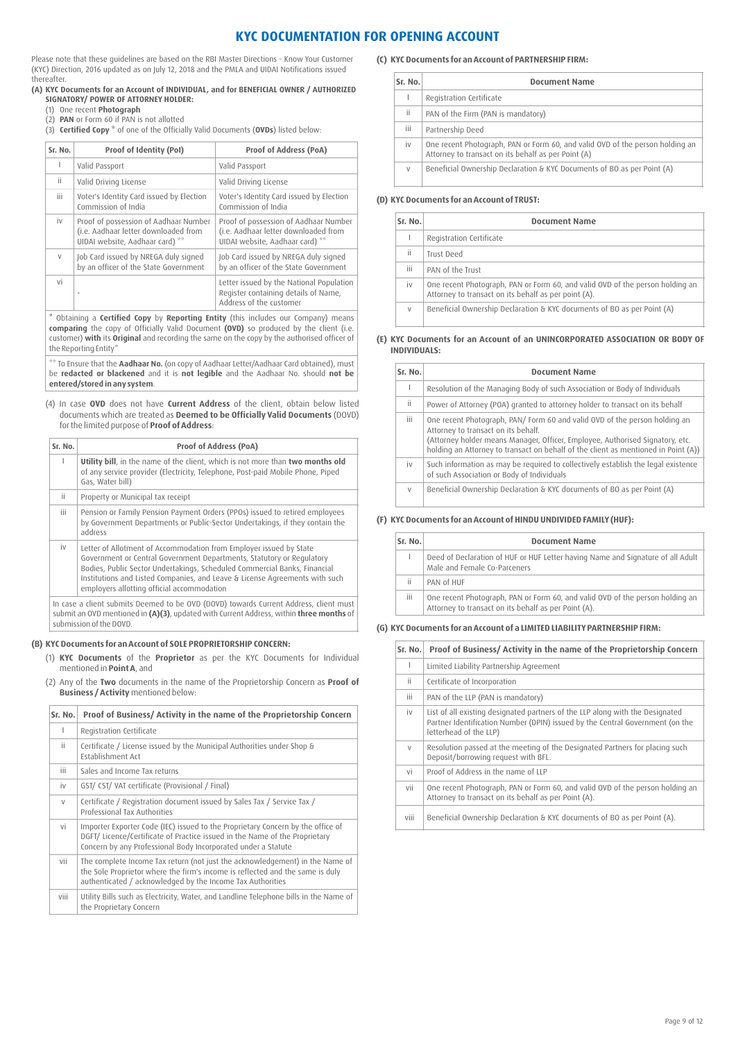# KYC DOCUMENTATION FOR OPENING ACCOUNT

Please note that these guidelines are based on the RBI Master Directions - Know Your Customer (KYC) Direction, 2016 updated as on July 12, 2018 and the PMLA and UIDAI Notifications issued thereafter.

**(A) KYC Documents for an Account of INDIVIDUAL, and for BENEFICIAL OWNER / AUTHORIZED SIGNATORY/ POWER OF ATTORNEY HOLDER:**

(1) One recent **Photograph**

(2) **PAN** or Form 60 if PAN is not allotted

(3) **Certified Copy** * of one of the Officially Valid Documents (**OVDs**) listed below:

| Sr. No. | Proof of Identity (PoI) | Proof of Address (PoA) |
|---|---|---|
| I | Valid Passport | Valid Passport |
| ii | Valid Driving License | Valid Driving License |
| iii | Voter's Identity Card issued by Election Commission of India | Voter's Identity Card issued by Election Commission of India |
| iv | Proof of possession of Aadhaar Number (i.e. Aadhaar letter downloaded from UIDAI website, Aadhaar card) ** | Proof of possession of Aadhaar Number (i.e. Aadhaar letter downloaded from UIDAI website, Aadhaar card) ** |
| v | Job Card issued by NREGA duly signed by an officer of the State Government | Job Card issued by NREGA duly signed by an officer of the State Government |
| vi | - | Letter issued by the National Population Register containing details of Name, Address of the customer |

\* Obtaining a **Certified Copy** by **Reporting Entity** (this includes our Company) means **comparing** the copy of Officially Valid Document **(OVD)** so produced by the client (i.e. customer) **with** its **Original** and recording the same on the copy by the authorised officer of the Reporting Entity"

\** To Ensure that the **Aadhaar No.** (on copy of Aadhaar Letter/Aadhaar Card obtained), must be **redacted or blackened** and it is **not legible** and the Aadhaar No. should **not be entered/stored in any system**.

(4) In case **OVD** does not have **Current Address** of the client, obtain below listed documents which are treated as **Deemed to be Officially Valid Documents** (DOVD) for the limited purpose of **Proof of Address**:

| Sr. No. | Proof of Address (PoA) |
|---|---|
| I | **Utility bill**, in the name of the client, which is not more than **two months old** of any service provider (Electricity, Telephone, Post-paid Mobile Phone, Piped Gas, Water bill) |
| ii | Property or Municipal tax receipt |
| iii | Pension or Family Pension Payment Orders (PPOs) issued to retired employees by Government Departments or Public-Sector Undertakings, if they contain the address |
| iv | Letter of Allotment of Accommodation from Employer issued by State Government or Central Government Departments, Statutory or Regulatory Bodies, Public Sector Undertakings, Scheduled Commercial Banks, Financial Institutions and Listed Companies, and Leave & License Agreements with such employers allotting official accommodation |

In case a client submits Deemed to be OVD (DOVD) towards Current Address, client must submit an OVD mentioned in **(A)(3)**, updated with Current Address, within **three months** of submission of the DOVD.

**(B) KYC Documents for an Account of SOLE PROPRIETORSHIP CONCERN:**

(1) **KYC Documents** of the **Proprietor** as per the KYC Documents for Individual mentioned in **Point A**, and

(2) Any of the **Two** documents in the name of the Proprietorship Concern as **Proof of Business / Activity** mentioned below:

| Sr. No. | Proof of Business/ Activity in the name of the Proprietorship Concern |
|---|---|
| I | Registration Certificate |
| ii | Certificate / License issued by the Municipal Authorities under Shop & Establishment Act |
| iii | Sales and Income Tax returns |
| iv | GST/ CST/ VAT certificate (Provisional / Final) |
| v | Certificate / Registration document issued by Sales Tax / Service Tax / Professional Tax Authorities |
| vi | Importer Exporter Code (IEC) issued to the Proprietary Concern by the office of DGFT/ Licence/Certificate of Practice issued in the Name of the Proprietary Concern by any Professional Body Incorporated under a Statute |
| vii | The complete Income Tax return (not just the acknowledgement) in the Name of the Sole Proprietor where the firm's income is reflected and the same is duly authenticated / acknowledged by the Income Tax Authorities |
| viii | Utility Bills such as Electricity, Water, and Landline Telephone bills in the Name of the Proprietary Concern |

**(C) KYC Documents for an Account of PARTNERSHIP FIRM:**

| Sr. No. | Document Name |
|---|---|
| I | Registration Certificate |
| ii | PAN of the Firm (PAN is mandatory) |
| iii | Partnership Deed |
| iv | One recent Photograph, PAN or Form 60, and valid OVD of the person holding an Attorney to transact on its behalf as per Point (A) |
| v | Beneficial Ownership Declaration & KYC Documents of BO as per Point (A) |

**(D) KYC Documents for an Account of TRUST:**

| Sr. No. | Document Name |
|---|---|
| I | Registration Certificate |
| ii | Trust Deed |
| iii | PAN of the Trust |
| iv | One recent Photograph, PAN or Form 60, and valid OVD of the person holding an Attorney to transact on its behalf as per point (A). |
| v | Beneficial Ownership Declaration & KYC Documents of BO as per Point (A) |

**(E) KYC Documents for an Account of an UNINCORPORATED ASSOCIATION OR BODY OF INDIVIDUALS:**

| Sr. No. | Document Name |
|---|---|
| I | Resolution of the Managing Body of such Association or Body of Individuals |
| ii | Power of Attorney (POA) granted to attorney holder to transact on its behalf |
| iii | One recent Photograph, PAN/ Form 60 and valid OVD of the person holding an Attorney to transact on its behalf. (Attorney holder means Manager, Officer, Employee, Authorised Signatory, etc. holding an Attorney to transact on behalf of the client as mentioned in Point (A)) |
| iv | Such information as may be required to collectively establish the legal existence of such Association or Body of Individuals |
| v | Beneficial Ownership Declaration & KYC documents of BO as per Point (A) |

**(F) KYC Documents for an Account of HINDU UNDIVIDED FAMILY (HUF):**

| Sr. No. | Document Name |
|---|---|
| I | Deed of Declaration of HUF or HUF Letter having Name and Signature of all Adult Male and Female Co-Parceners |
| ii | PAN of HUF |
| iii | One recent Photograph, PAN or Form 60, and valid OVD of the person holding an Attorney to transact on its behalf as per Point (A). |

**(G) KYC Documents for an Account of a LIMITED LIABILITY PARTNERSHIP FIRM:**

| Sr. No. | Proof of Business/ Activity in the name of the Proprietorship Concern |
|---|---|
| I | Limited Liability Partnership Agreement |
| ii | Certificate of Incorporation |
| iii | PAN of the LLP (PAN is mandatory) |
| iv | List of all existing designated partners of the LLP along with the Designated Partner Identification Number (DPIN) issued by the Central Government (on the letterhead of the LLP) |
| v | Resolution passed at the meeting of the Designated Partners for placing such Deposit/borrowing request with BFL. |
| vi | Proof of Address in the name of LLP |
| vii | One recent Photograph, PAN or Form 60, and valid OVD of the person holding an Attorney to transact on its behalf as per Point (A). |
| viii | Beneficial Ownership Declaration & KYC documents of BO as per Point (A). |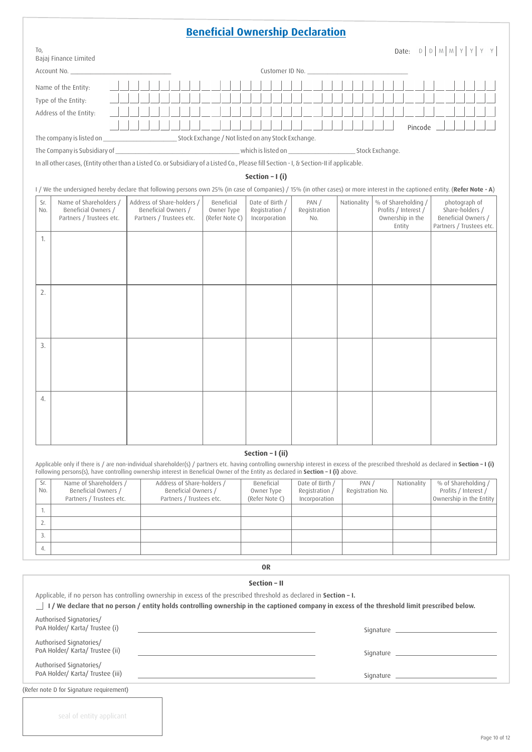# Beneficial Ownership Declaration

To,
Bajaj Finance Limited

Date: D D M M Y Y Y Y

Account No. ____________________ Customer ID No. ____________________

Name of the Entity:

Type of the Entity:

Address of the Entity:

Pincode

The company is listed on ____________________ Stock Exchange / Not listed on any Stock Exchange.

The Company is Subsidiary of ____________________ which is listed on ____________________ Stock Exchange.

In all other cases, (Entity other than a Listed Co. or Subsidiary of a Listed Co., Please fill Section - I, & Section-II if applicable.

### Section – I (i)

I / We the undersigned hereby declare that following persons own 25% (in case of Companies) / 15% (in other cases) or more interest in the captioned entity. (**Refer Note - A**)

| Sr. No. | Name of Shareholders / Beneficial Owners / Partners / Trustees etc. | Address of Share-holders / Beneficial Owners / Partners / Trustees etc. | Beneficial Owner Type (Refer Note C) | Date of Birth / Registration / Incorporation | PAN / Registration No. | Nationality | % of Shareholding / Profits / Interest / Ownership in the Entity | photograph of Share-holders / Beneficial Owners / Partners / Trustees etc. |
|---|---|---|---|---|---|---|---|---|
| 1. | | | | | | | | |
| 2. | | | | | | | | |
| 3. | | | | | | | | |
| 4. | | | | | | | | |

### Section – I (ii)

Applicable only if there is / are non-individual shareholder(s) / partners etc. having controlling ownership interest in excess of the prescribed threshold as declared in **Section – I (i)**
Following persons(s), have controlling ownership interest in Beneficial Owner of the Entity as declared in **Section – I (i)** above.

| Sr. No. | Name of Shareholders / Beneficial Owners / Partners / Trustees etc. | Address of Share-holders / Beneficial Owners / Partners / Trustees etc. | Beneficial Owner Type (Refer Note C) | Date of Birth / Registration / Incorporation | PAN / Registration No. | Nationality | % of Shareholding / Profits / Interest / Ownership in the Entity |
|---|---|---|---|---|---|---|---|
| 1. | | | | | | | |
| 2. | | | | | | | |
| 3. | | | | | | | |
| 4. | | | | | | | |

**OR**

### Section – II

Applicable, if no person has controlling ownership in excess of the prescribed threshold as declared in **Section – I.**

☐ **I / We declare that no person / entity holds controlling ownership in the captioned company in excess of the threshold limit prescribed below.**

Authorised Signatories/ PoA Holder/ Karta/ Trustee (i) ____________________ Signature ____________________

Authorised Signatories/ PoA Holder/ Karta/ Trustee (ii) ____________________ Signature ____________________

Authorised Signatories/ PoA Holder/ Karta/ Trustee (iii) ____________________ Signature ____________________

(Refer note D for Signature requirement)

seal of entity applicant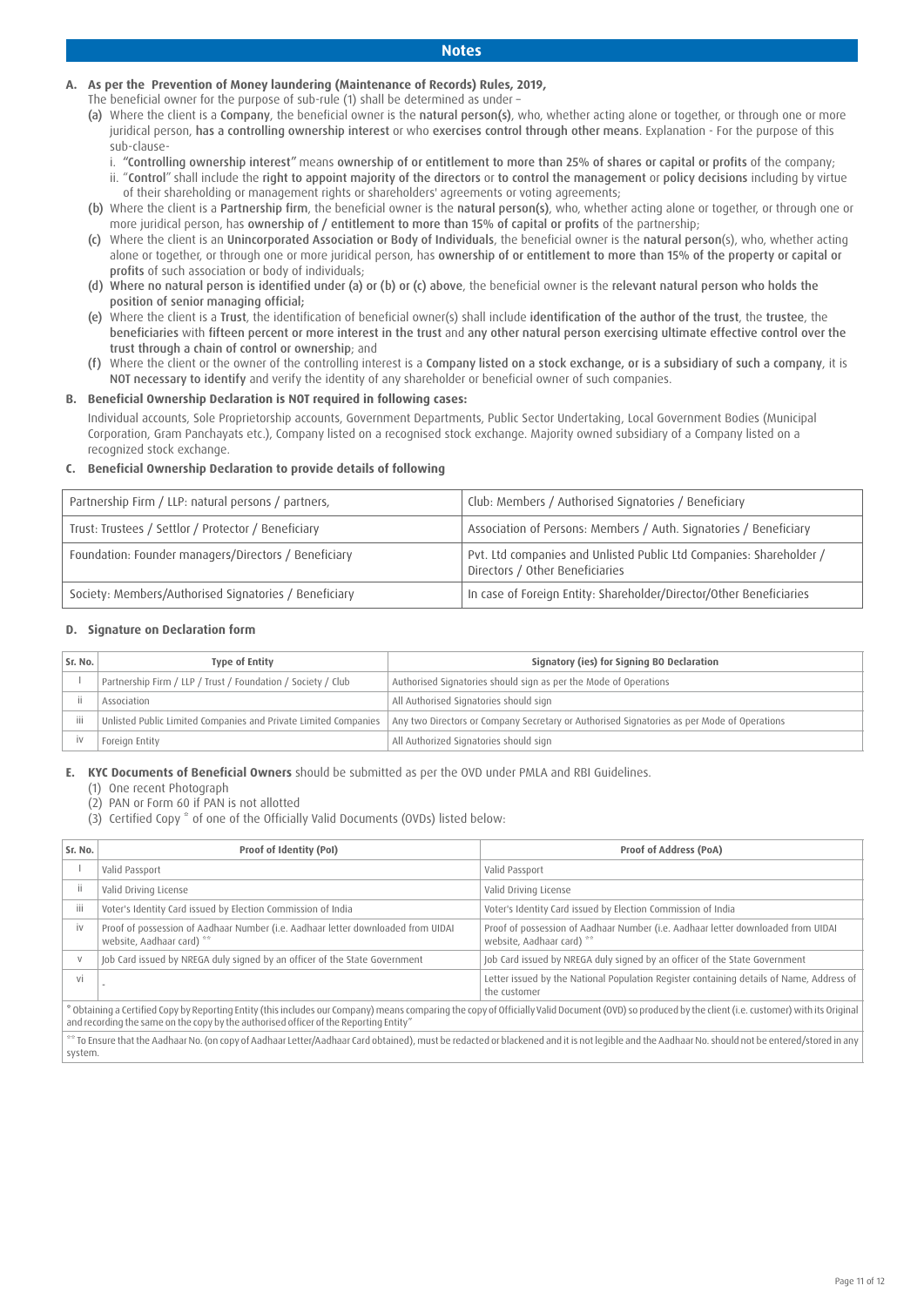## Notes

**A. As per the Prevention of Money laundering (Maintenance of Records) Rules, 2019,**

The beneficial owner for the purpose of sub-rule (1) shall be determined as under –

(a) Where the client is a **Company**, the beneficial owner is the **natural person(s)**, who, whether acting alone or together, or through one or more juridical person, **has a controlling ownership interest** or who **exercises control through other means**. Explanation - For the purpose of this sub-clause-

i. **"Controlling ownership interest"** means **ownership of or entitlement to more than 25% of shares or capital or profits** of the company;

ii. "**Control**" shall include the **right to appoint majority of the directors** or **to control the management** or **policy decisions** including by virtue of their shareholding or management rights or shareholders' agreements or voting agreements;

(b) Where the client is a **Partnership firm**, the beneficial owner is the **natural person(s)**, who, whether acting alone or together, or through one or more juridical person, has **ownership of / entitlement to more than 15% of capital or profits** of the partnership;

(c) Where the client is an **Unincorporated Association or Body of Individuals**, the beneficial owner is the **natural person**(s), who, whether acting alone or together, or through one or more juridical person, has **ownership of or entitlement to more than 15% of the property or capital or profits** of such association or body of individuals;

(d) **Where no natural person is identified under (a) or (b) or (c) above**, the beneficial owner is the **relevant natural person who holds the position of senior managing official;**

(e) Where the client is a **Trust**, the identification of beneficial owner(s) shall include **identification of the author of the trust**, the **trustee**, the **beneficiaries** with **fifteen percent or more interest in the trust** and **any other natural person exercising ultimate effective control over the trust through a chain of control or ownership**; and

(f) Where the client or the owner of the controlling interest is a **Company listed on a stock exchange, or is a subsidiary of such a company**, it is **NOT necessary to identify** and verify the identity of any shareholder or beneficial owner of such companies.

**B. Beneficial Ownership Declaration is NOT required in following cases:**

Individual accounts, Sole Proprietorship accounts, Government Departments, Public Sector Undertaking, Local Government Bodies (Municipal Corporation, Gram Panchayats etc.), Company listed on a recognised stock exchange. Majority owned subsidiary of a Company listed on a recognized stock exchange.

**C. Beneficial Ownership Declaration to provide details of following**

| | |
|---|---|
| Partnership Firm / LLP: natural persons / partners, | Club: Members / Authorised Signatories / Beneficiary |
| Trust: Trustees / Settlor / Protector / Beneficiary | Association of Persons: Members / Auth. Signatories / Beneficiary |
| Foundation: Founder managers/Directors / Beneficiary | Pvt. Ltd companies and Unlisted Public Ltd Companies: Shareholder / Directors / Other Beneficiaries |
| Society: Members/Authorised Signatories / Beneficiary | In case of Foreign Entity: Shareholder/Director/Other Beneficiaries |

**D. Signature on Declaration form**

| Sr. No. | Type of Entity | Signatory (ies) for Signing BO Declaration |
|---|---|---|
| I | Partnership Firm / LLP / Trust / Foundation / Society / Club | Authorised Signatories should sign as per the Mode of Operations |
| ii | Association | All Authorised Signatories should sign |
| iii | Unlisted Public Limited Companies and Private Limited Companies | Any two Directors or Company Secretary or Authorised Signatories as per Mode of Operations |
| iv | Foreign Entity | All Authorized Signatories should sign |

**E. KYC Documents of Beneficial Owners** should be submitted as per the OVD under PMLA and RBI Guidelines.

(1) One recent Photograph

(2) PAN or Form 60 if PAN is not allotted

(3) Certified Copy * of one of the Officially Valid Documents (OVDs) listed below:

| Sr. No. | Proof of Identity (PoI) | Proof of Address (PoA) |
|---|---|---|
| I | Valid Passport | Valid Passport |
| ii | Valid Driving License | Valid Driving License |
| iii | Voter's Identity Card issued by Election Commission of India | Voter's Identity Card issued by Election Commission of India |
| iv | Proof of possession of Aadhaar Number (i.e. Aadhaar letter downloaded from UIDAI website, Aadhaar card) ** | Proof of possession of Aadhaar Number (i.e. Aadhaar letter downloaded from UIDAI website, Aadhaar card) ** |
| v | Job Card issued by NREGA duly signed by an officer of the State Government | Job Card issued by NREGA duly signed by an officer of the State Government |
| vi | - | Letter issued by the National Population Register containing details of Name, Address of the customer |

* Obtaining a Certified Copy by Reporting Entity (this includes our Company) means comparing the copy of Officially Valid Document (OVD) so produced by the client (i.e. customer) with its Original and recording the same on the copy by the authorised officer of the Reporting Entity"

** To Ensure that the Aadhaar No. (on copy of Aadhaar Letter/Aadhaar Card obtained), must be redacted or blackened and it is not legible and the Aadhaar No. should not be entered/stored in any system.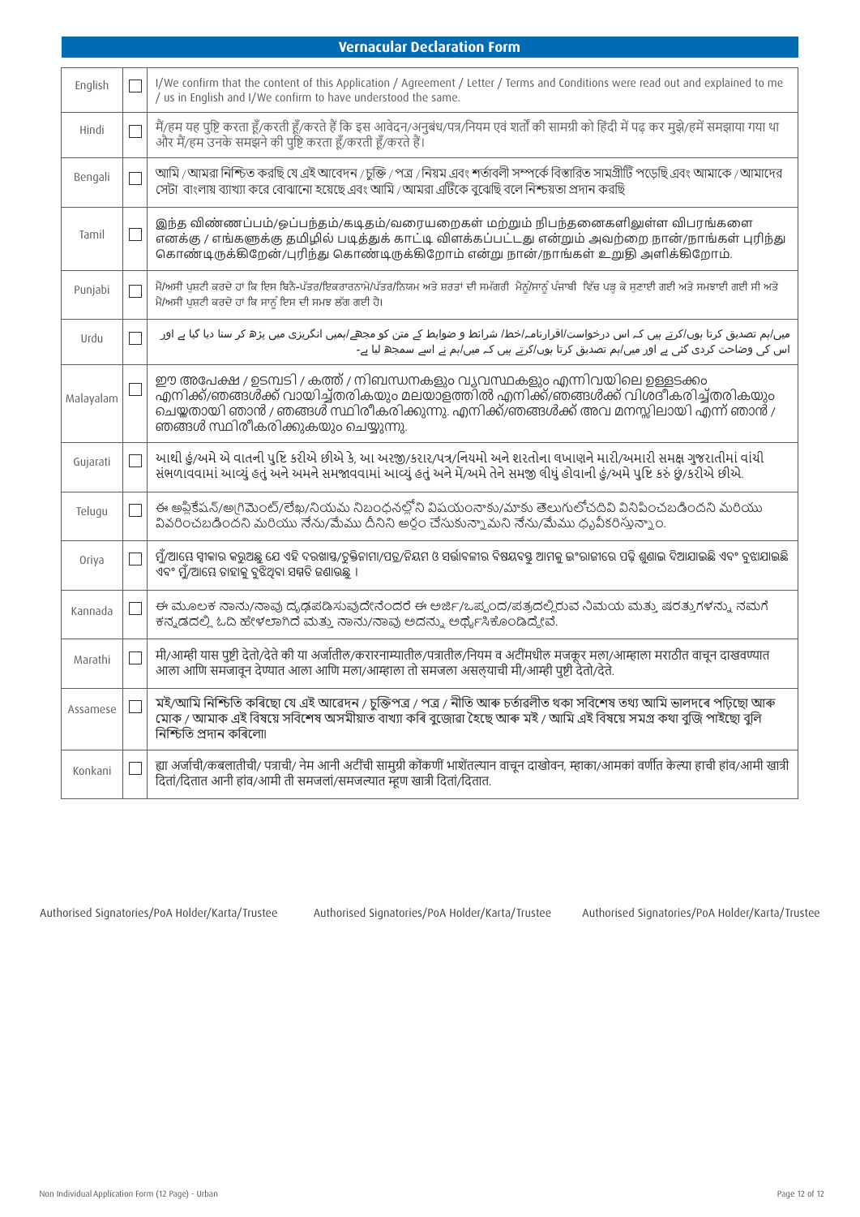## Vernacular Declaration Form

| | | |
|---|---|---|
| English | ☐ | I/We confirm that the content of this Application / Agreement / Letter / Terms and Conditions were read out and explained to me / us in English and I/We confirm to have understood the same. |
| Hindi | ☐ | मैं/हम यह पुष्टि करता हूँ/करती हूँ/करते हैं कि इस आवेदन/अनुबंध/पत्र/नियम एवं शर्तों की सामग्री को हिंदी में पढ़ कर मुझे/हमें समझाया गया था और मैं/हम उनके समझने की पुष्टि करता हूँ/करती हूँ/करते हैं। |
| Bengali | ☐ | আমি /আমরা নিশ্চিত করছি যে এই আবেদন / চুক্তি / পত্র / নিয়ম এবং শর্তাবলী সম্পর্কে বিস্তারিত সামগ্রীটি পড়েছি এবং আমাকে /আমাদের সেটা বাংলায় ব্যাখ্যা করে বোঝানো হয়েছে এবং আমি /আমরা এটিকে বুঝেছি বলে নিশ্চয়তা প্রদান করছি |
| Tamil | ☐ | இந்த விண்ணப்பம்/ஒப்பந்தம்/கடிதம்/வரையறைகள் மற்றும் நிபந்தனைகளிலுள்ள விபரங்களை எனக்கு / எங்களுக்கு தமிழில் படித்துக் காட்டி விளக்கப்பட்டது என்றும் அவற்றை நான்/நாங்கள் புரிந்து கொண்டிருக்கிறேன்/புரிந்து கொண்டிருக்கிறோம் என்று நான்/நாங்கள் உறுதி அளிக்கிறோம். |
| Punjabi | ☐ | ਮੈਂ/ਅਸੀਂ ਪੁਸ਼ਟੀ ਕਰਦੇ ਹਾਂ ਕਿ ਇਸ ਬਿਨੈ-ਪੱਤਰ/ਇਕਰਾਰਨਾਮੇ/ਪੱਤਰ/ਨਿਯਮ ਅਤੇ ਸ਼ਰਤਾਂ ਦੀ ਸਮੱਗਰੀ ਮੈਨੂੰ/ਸਾਨੂੰ ਪੰਜਾਬੀ ਵਿੱਚ ਪੜ੍ਹ ਕੇ ਸੁਣਾਈ ਗਈ ਅਤੇ ਸਮਝਾਈ ਗਈ ਸੀ ਅਤੇ ਮੈਂ/ਅਸੀਂ ਪੁਸ਼ਟੀ ਕਰਦੇ ਹਾਂ ਕਿ ਸਾਨੂੰ ਇਸ ਦੀ ਸਮਝ ਲੱਗ ਗਈ ਹੈ। |
| Urdu | ☐ | میں/ہم تصدیق کرتا ہوں/کرتے ہیں کہ اس درخواست/اقرارنامہ/خط/ شرائط و ضوابط کے متن کو مجھے/ہمیں انگریزی میں پڑھ کر سنا دیا گیا ہے اور اس کی وضاحت کردی گئی ہے اور میں/ہم تصدیق کرتا ہوں/کرتے ہیں کہ میں/ہم نے اسے سمجھ لیا ہے- |
| Malayalam | ☐ | ഈ അപേക്ഷ / ഉടമ്പടി / കത്ത് / നിബന്ധനകളും വ്യവസ്ഥകളും എന്നിവയിലെ ഉള്ളടക്കം എനിക്ക്/ഞങ്ങൾക്ക് വായിച്ചുതരികയും മലയാളത്തിൽ എനിക്ക്/ഞങ്ങൾക്ക് വിശദീകരിച്ചുതരികയും ചെയ്തതായി ഞാൻ / ഞങ്ങൾ സ്ഥിരീകരിക്കുന്നു. എനിക്ക്/ഞങ്ങൾക്ക് അവ മനസ്സിലായി എന്ന് ഞാൻ / ഞങ്ങൾ സ്ഥിരീകരിക്കുകയും ചെയ്യുന്നു. |
| Gujarati | ☐ | આથી હું/અમે એ વાતની પુષ્ટિ કરીએ છીએ કે, આ અરજી/કરાર/પત્ર/નિયમો અને શરતોના લખાણને મારી/અમારી સમક્ષ ગુજરાતીમાં વાંચી સંભળાવવામાં આવ્યું હતું અને અમને સમજાવવામાં આવ્યું હતું અને મેં/અમે તેને સમજી લીધું હોવાની હું/અમે પુષ્ટિ કરું છું/કરીએ છીએ. |
| Telugu | ☐ | ఈ అప్లికేషన్/అగ్రిమెంట్/లేఖ/నియమ నిబంధనల్లోని విషయంనాకు/మాకు తెలుగులోచదివి వినిపించబడిందని మరియు వివరించబడిందని మరియు నేను/మేము దీనిని అర్థం చేసుకున్నామని నేను/మేము ధృవీకరిస్తున్నాం. |
| Oriya | ☐ | ମୁଁ/ଆମେ ସ୍ୱୀକାର କରୁଅଛୁ ଯେ ଏହି ଦରଖାସ୍ତ/ଚୁକ୍ତିନାମା/ପତ୍ର/ନିୟମ ଓ ସର୍ତ୍ତାବଳୀର ବିଷୟବସ୍ତୁ ଆମକୁ ଇଂରାଜୀରେ ପଢ଼ି ଶୁଣାଇ ଦିଆଯାଇଛି ଏବଂ ବୁଝାଯାଇଛି ଏବଂ ମୁଁ/ଆମେ ତାହାକୁ ବୁଝିଥିବା ସମ୍ମତି ଜଣାଉଛୁ । |
| Kannada | ☐ | ಈ ಮೂಲಕ ನಾನು/ನಾವು ದೃಢಪಡಿಸುವುದೇನೆಂದರೆ ಈ ಅರ್ಜಿ/ಒಪ್ಪಂದ/ಪತ್ರದಲ್ಲಿರುವ ನಿಮಯ ಮತ್ತು ಷರತ್ತುಗಳನ್ನು ನಮಗೆ ಕನ್ನಡದಲ್ಲಿ ಓದಿ ಹೇಳಲಾಗಿದೆ ಮತ್ತು ನಾನು/ನಾವು ಅದನ್ನು ಅರ್ಥೈಸಿಕೊಂಡಿದ್ದೇವೆ. |
| Marathi | ☐ | मी/आम्ही यास पुष्टी देतो/देते की या अर्जातील/करारनाम्यातील/पत्रातील/नियम व अटींमधील मजकूर मला/आम्हाला मराठीत वाचून दाखवण्यात आला आणि समजावून देण्यात आला आणि मला/आम्हाला तो समजला असल्याची मी/आम्ही पुष्टी देतो/देते. |
| Assamese | ☐ | মই/আমি নিশ্চিতি কৰিছো যে এই আবেদন / চুক্তিপত্ৰ / পত্ৰ / নীতি আৰু চৰ্তাৱলীত থকা সবিশেষ তথ্য আমি ভালদৰে পঢ়িছো আৰু মোক / আমাক এই বিষয়ে সবিশেষ অসমীয়াত বাখ্যা কৰি বুজোৱা হৈছে আৰু মই / আমি এই বিষয়ে সমগ্ৰ কথা বুজি পাইছো বুলি নিশ্চিতি প্ৰদান কৰিলো৷ |
| Konkani | ☐ | ह्या अर्जाची/कबलातीची/ पत्राची/ नेम आनी अटींची सामुग्री कोंकणीं भाशेंतल्यान वाचून दाखोवन, म्हाका/आमकां वर्णीत केल्या हाची हांव/आमी खात्री दितां/दितात आनी हांव/आमी ती समजलां/समजल्यात म्हूण खात्री दितां/दितात. |

Authorised Signatories/PoA Holder/Karta/Trustee    Authorised Signatories/PoA Holder/Karta/Trustee    Authorised Signatories/PoA Holder/Karta/Trustee

Non Individual Application Form (12 Page) - Urban